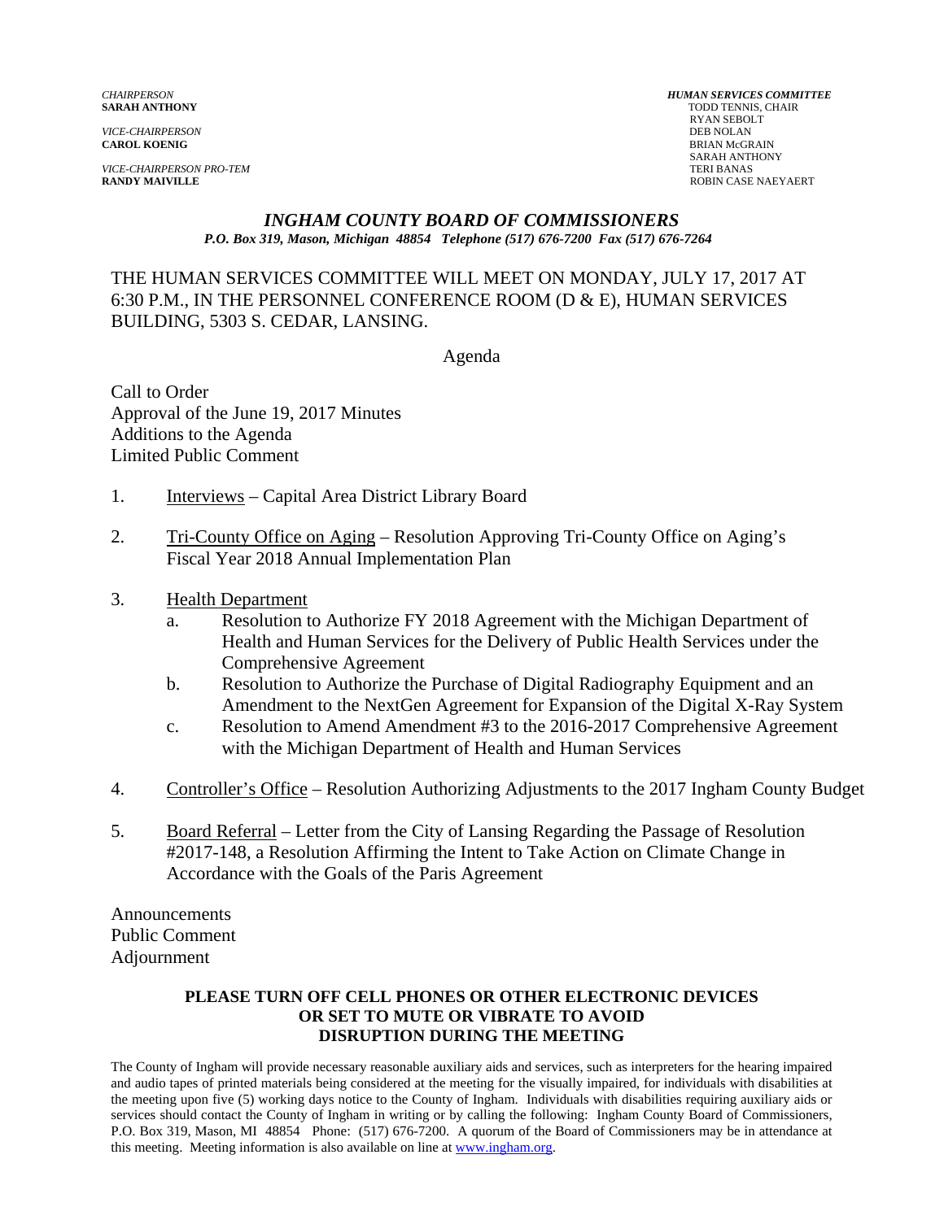*CHAIRPERSON*
**SARAH ANTHONY**

*VICE-CHAIRPERSON*
**CAROL KOENIG**

*VICE-CHAIRPERSON PRO-TEM*
**RANDY MAIVILLE**

***HUMAN SERVICES COMMITTEE***
TODD TENNIS, CHAIR
RYAN SEBOLT
DEB NOLAN
BRIAN McGRAIN
SARAH ANTHONY
TERI BANAS
ROBIN CASE NAEYAERT

# *INGHAM COUNTY BOARD OF COMMISSIONERS*

*P.O. Box 319, Mason, Michigan 48854 Telephone (517) 676-7200 Fax (517) 676-7264*

THE HUMAN SERVICES COMMITTEE WILL MEET ON MONDAY, JULY 17, 2017 AT 6:30 P.M., IN THE PERSONNEL CONFERENCE ROOM (D & E), HUMAN SERVICES BUILDING, 5303 S. CEDAR, LANSING.

Agenda

Call to Order
Approval of the June 19, 2017 Minutes
Additions to the Agenda
Limited Public Comment

1. Interviews – Capital Area District Library Board

2. Tri-County Office on Aging – Resolution Approving Tri-County Office on Aging's Fiscal Year 2018 Annual Implementation Plan

3. Health Department
   a. Resolution to Authorize FY 2018 Agreement with the Michigan Department of Health and Human Services for the Delivery of Public Health Services under the Comprehensive Agreement
   b. Resolution to Authorize the Purchase of Digital Radiography Equipment and an Amendment to the NextGen Agreement for Expansion of the Digital X-Ray System
   c. Resolution to Amend Amendment #3 to the 2016-2017 Comprehensive Agreement with the Michigan Department of Health and Human Services

4. Controller's Office – Resolution Authorizing Adjustments to the 2017 Ingham County Budget

5. Board Referral – Letter from the City of Lansing Regarding the Passage of Resolution #2017-148, a Resolution Affirming the Intent to Take Action on Climate Change in Accordance with the Goals of the Paris Agreement

Announcements
Public Comment
Adjournment

**PLEASE TURN OFF CELL PHONES OR OTHER ELECTRONIC DEVICES OR SET TO MUTE OR VIBRATE TO AVOID DISRUPTION DURING THE MEETING**

The County of Ingham will provide necessary reasonable auxiliary aids and services, such as interpreters for the hearing impaired and audio tapes of printed materials being considered at the meeting for the visually impaired, for individuals with disabilities at the meeting upon five (5) working days notice to the County of Ingham. Individuals with disabilities requiring auxiliary aids or services should contact the County of Ingham in writing or by calling the following: Ingham County Board of Commissioners, P.O. Box 319, Mason, MI 48854 Phone: (517) 676-7200. A quorum of the Board of Commissioners may be in attendance at this meeting. Meeting information is also available on line at www.ingham.org.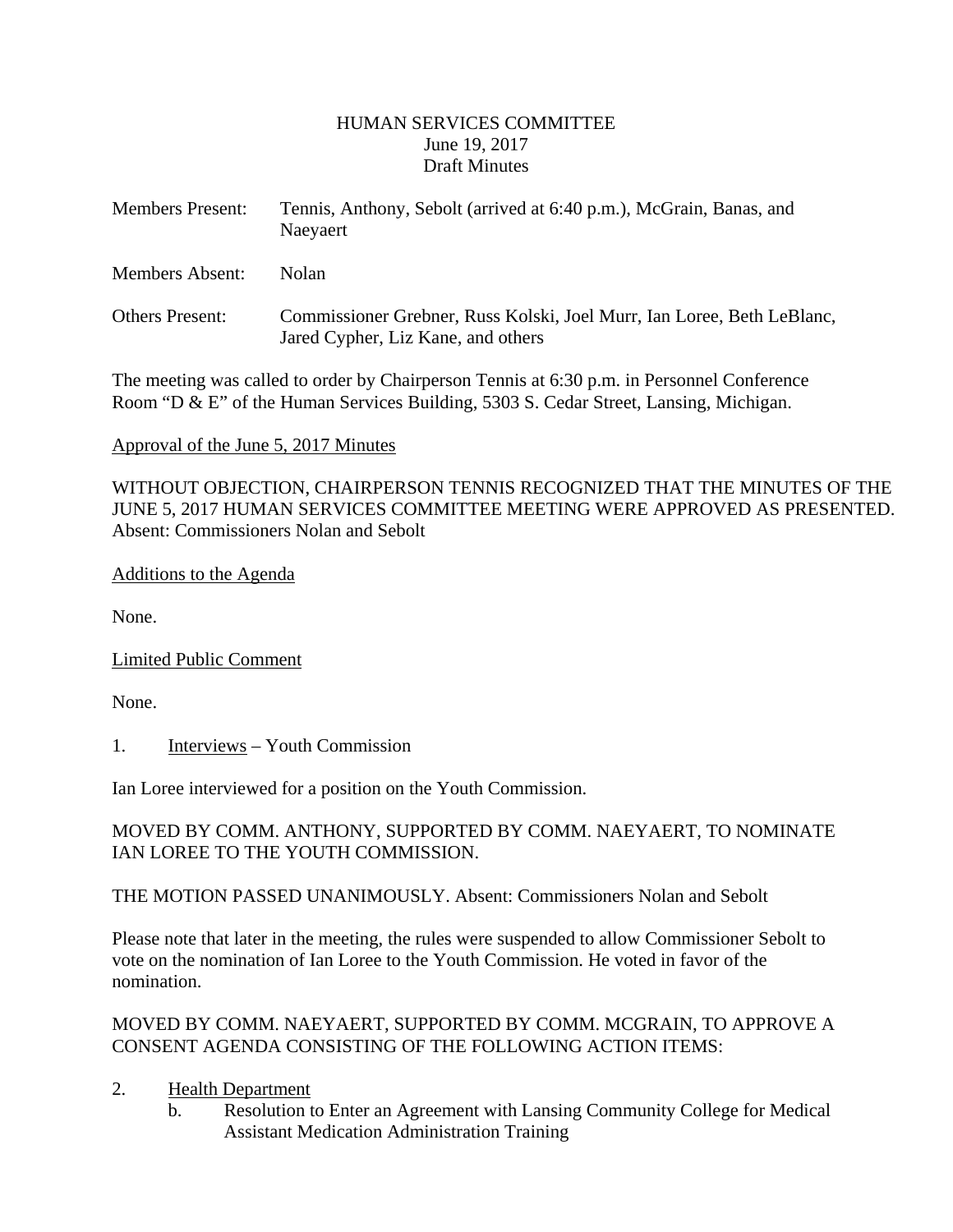HUMAN SERVICES COMMITTEE
June 19, 2017
Draft Minutes

Members Present: Tennis, Anthony, Sebolt (arrived at 6:40 p.m.), McGrain, Banas, and Naeyaert

Members Absent: Nolan

Others Present: Commissioner Grebner, Russ Kolski, Joel Murr, Ian Loree, Beth LeBlanc, Jared Cypher, Liz Kane, and others

The meeting was called to order by Chairperson Tennis at 6:30 p.m. in Personnel Conference Room "D & E" of the Human Services Building, 5303 S. Cedar Street, Lansing, Michigan.

Approval of the June 5, 2017 Minutes

WITHOUT OBJECTION, CHAIRPERSON TENNIS RECOGNIZED THAT THE MINUTES OF THE JUNE 5, 2017 HUMAN SERVICES COMMITTEE MEETING WERE APPROVED AS PRESENTED. Absent: Commissioners Nolan and Sebolt

Additions to the Agenda

None.

Limited Public Comment

None.

1. Interviews – Youth Commission

Ian Loree interviewed for a position on the Youth Commission.

MOVED BY COMM. ANTHONY, SUPPORTED BY COMM. NAEYAERT, TO NOMINATE IAN LOREE TO THE YOUTH COMMISSION.

THE MOTION PASSED UNANIMOUSLY. Absent: Commissioners Nolan and Sebolt

Please note that later in the meeting, the rules were suspended to allow Commissioner Sebolt to vote on the nomination of Ian Loree to the Youth Commission. He voted in favor of the nomination.

MOVED BY COMM. NAEYAERT, SUPPORTED BY COMM. MCGRAIN, TO APPROVE A CONSENT AGENDA CONSISTING OF THE FOLLOWING ACTION ITEMS:

2. Health Department
   b. Resolution to Enter an Agreement with Lansing Community College for Medical Assistant Medication Administration Training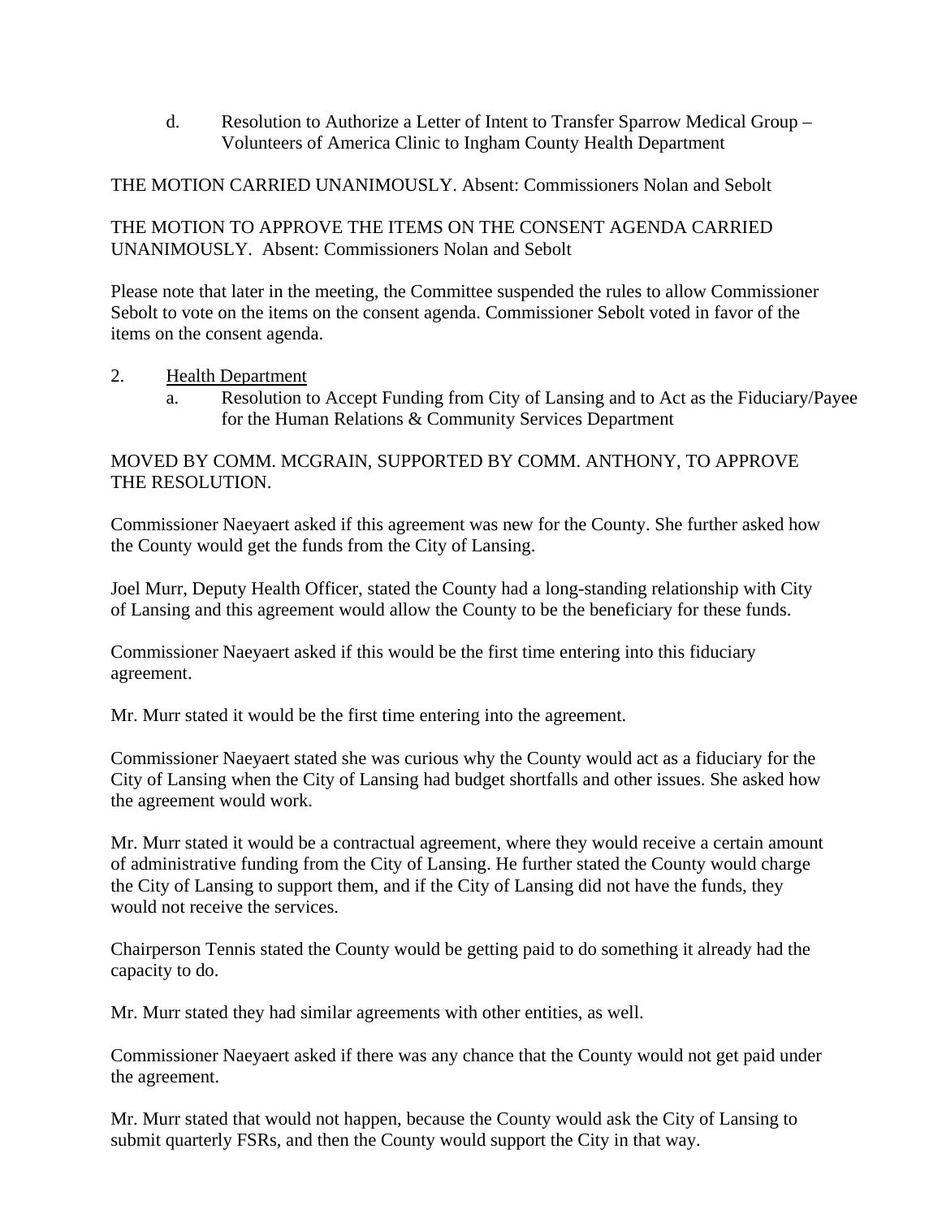d. Resolution to Authorize a Letter of Intent to Transfer Sparrow Medical Group – Volunteers of America Clinic to Ingham County Health Department

THE MOTION CARRIED UNANIMOUSLY. Absent: Commissioners Nolan and Sebolt

THE MOTION TO APPROVE THE ITEMS ON THE CONSENT AGENDA CARRIED UNANIMOUSLY. Absent: Commissioners Nolan and Sebolt

Please note that later in the meeting, the Committee suspended the rules to allow Commissioner Sebolt to vote on the items on the consent agenda. Commissioner Sebolt voted in favor of the items on the consent agenda.

2. <u>Health Department</u>
   a. Resolution to Accept Funding from City of Lansing and to Act as the Fiduciary/Payee for the Human Relations & Community Services Department

MOVED BY COMM. MCGRAIN, SUPPORTED BY COMM. ANTHONY, TO APPROVE THE RESOLUTION.

Commissioner Naeyaert asked if this agreement was new for the County. She further asked how the County would get the funds from the City of Lansing.

Joel Murr, Deputy Health Officer, stated the County had a long-standing relationship with City of Lansing and this agreement would allow the County to be the beneficiary for these funds.

Commissioner Naeyaert asked if this would be the first time entering into this fiduciary agreement.

Mr. Murr stated it would be the first time entering into the agreement.

Commissioner Naeyaert stated she was curious why the County would act as a fiduciary for the City of Lansing when the City of Lansing had budget shortfalls and other issues. She asked how the agreement would work.

Mr. Murr stated it would be a contractual agreement, where they would receive a certain amount of administrative funding from the City of Lansing. He further stated the County would charge the City of Lansing to support them, and if the City of Lansing did not have the funds, they would not receive the services.

Chairperson Tennis stated the County would be getting paid to do something it already had the capacity to do.

Mr. Murr stated they had similar agreements with other entities, as well.

Commissioner Naeyaert asked if there was any chance that the County would not get paid under the agreement.

Mr. Murr stated that would not happen, because the County would ask the City of Lansing to submit quarterly FSRs, and then the County would support the City in that way.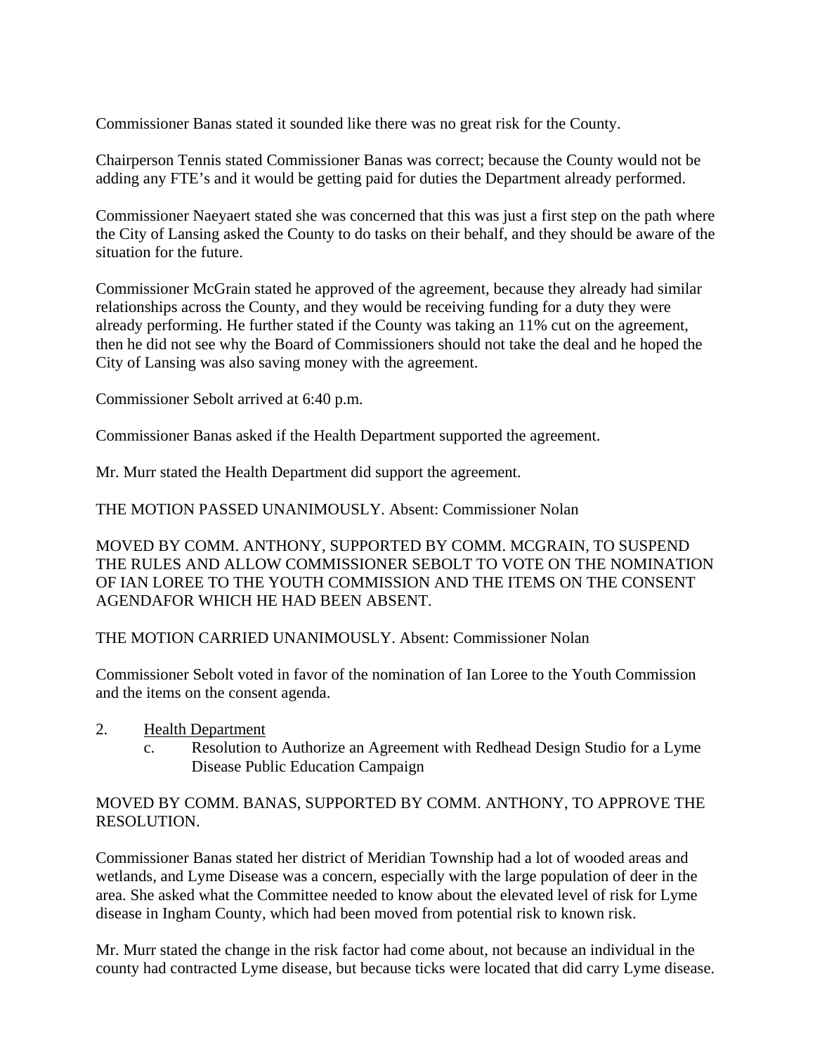Commissioner Banas stated it sounded like there was no great risk for the County.

Chairperson Tennis stated Commissioner Banas was correct; because the County would not be adding any FTE's and it would be getting paid for duties the Department already performed.

Commissioner Naeyaert stated she was concerned that this was just a first step on the path where the City of Lansing asked the County to do tasks on their behalf, and they should be aware of the situation for the future.

Commissioner McGrain stated he approved of the agreement, because they already had similar relationships across the County, and they would be receiving funding for a duty they were already performing. He further stated if the County was taking an 11% cut on the agreement, then he did not see why the Board of Commissioners should not take the deal and he hoped the City of Lansing was also saving money with the agreement.

Commissioner Sebolt arrived at 6:40 p.m.

Commissioner Banas asked if the Health Department supported the agreement.

Mr. Murr stated the Health Department did support the agreement.

THE MOTION PASSED UNANIMOUSLY. Absent: Commissioner Nolan

MOVED BY COMM. ANTHONY, SUPPORTED BY COMM. MCGRAIN, TO SUSPEND THE RULES AND ALLOW COMMISSIONER SEBOLT TO VOTE ON THE NOMINATION OF IAN LOREE TO THE YOUTH COMMISSION AND THE ITEMS ON THE CONSENT AGENDAFOR WHICH HE HAD BEEN ABSENT.

THE MOTION CARRIED UNANIMOUSLY. Absent: Commissioner Nolan

Commissioner Sebolt voted in favor of the nomination of Ian Loree to the Youth Commission and the items on the consent agenda.

2. Health Department
   c. Resolution to Authorize an Agreement with Redhead Design Studio for a Lyme Disease Public Education Campaign

MOVED BY COMM. BANAS, SUPPORTED BY COMM. ANTHONY, TO APPROVE THE RESOLUTION.

Commissioner Banas stated her district of Meridian Township had a lot of wooded areas and wetlands, and Lyme Disease was a concern, especially with the large population of deer in the area. She asked what the Committee needed to know about the elevated level of risk for Lyme disease in Ingham County, which had been moved from potential risk to known risk.

Mr. Murr stated the change in the risk factor had come about, not because an individual in the county had contracted Lyme disease, but because ticks were located that did carry Lyme disease.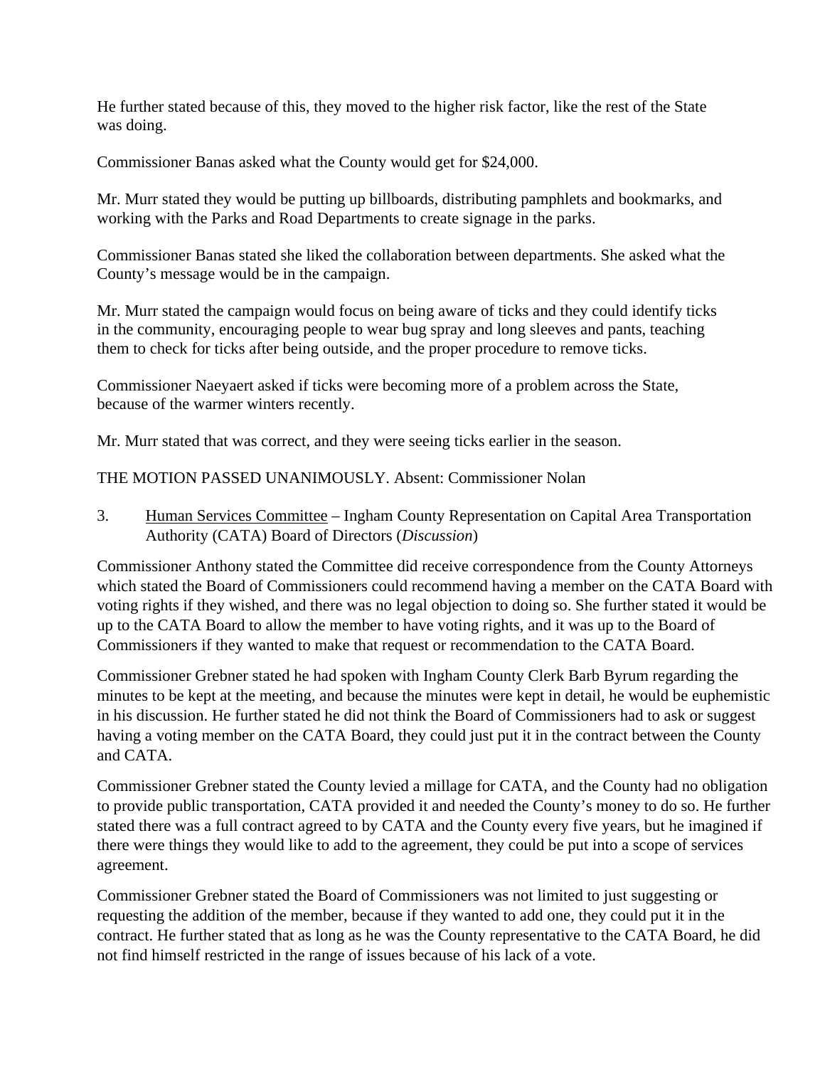He further stated because of this, they moved to the higher risk factor, like the rest of the State was doing.

Commissioner Banas asked what the County would get for $24,000.

Mr. Murr stated they would be putting up billboards, distributing pamphlets and bookmarks, and working with the Parks and Road Departments to create signage in the parks.

Commissioner Banas stated she liked the collaboration between departments. She asked what the County's message would be in the campaign.

Mr. Murr stated the campaign would focus on being aware of ticks and they could identify ticks in the community, encouraging people to wear bug spray and long sleeves and pants, teaching them to check for ticks after being outside, and the proper procedure to remove ticks.

Commissioner Naeyaert asked if ticks were becoming more of a problem across the State, because of the warmer winters recently.

Mr. Murr stated that was correct, and they were seeing ticks earlier in the season.

THE MOTION PASSED UNANIMOUSLY. Absent: Commissioner Nolan

3. Human Services Committee – Ingham County Representation on Capital Area Transportation Authority (CATA) Board of Directors (*Discussion*)

Commissioner Anthony stated the Committee did receive correspondence from the County Attorneys which stated the Board of Commissioners could recommend having a member on the CATA Board with voting rights if they wished, and there was no legal objection to doing so. She further stated it would be up to the CATA Board to allow the member to have voting rights, and it was up to the Board of Commissioners if they wanted to make that request or recommendation to the CATA Board.

Commissioner Grebner stated he had spoken with Ingham County Clerk Barb Byrum regarding the minutes to be kept at the meeting, and because the minutes were kept in detail, he would be euphemistic in his discussion. He further stated he did not think the Board of Commissioners had to ask or suggest having a voting member on the CATA Board, they could just put it in the contract between the County and CATA.

Commissioner Grebner stated the County levied a millage for CATA, and the County had no obligation to provide public transportation, CATA provided it and needed the County's money to do so. He further stated there was a full contract agreed to by CATA and the County every five years, but he imagined if there were things they would like to add to the agreement, they could be put into a scope of services agreement.

Commissioner Grebner stated the Board of Commissioners was not limited to just suggesting or requesting the addition of the member, because if they wanted to add one, they could put it in the contract. He further stated that as long as he was the County representative to the CATA Board, he did not find himself restricted in the range of issues because of his lack of a vote.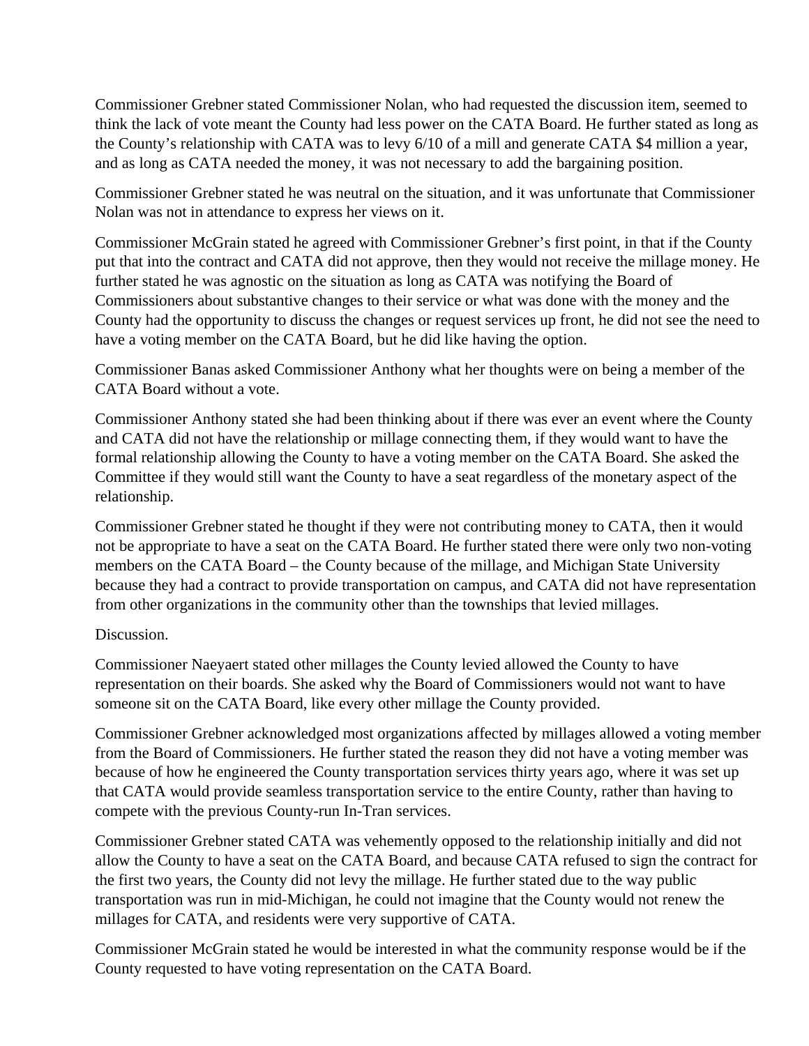Commissioner Grebner stated Commissioner Nolan, who had requested the discussion item, seemed to think the lack of vote meant the County had less power on the CATA Board. He further stated as long as the County's relationship with CATA was to levy 6/10 of a mill and generate CATA $4 million a year, and as long as CATA needed the money, it was not necessary to add the bargaining position.

Commissioner Grebner stated he was neutral on the situation, and it was unfortunate that Commissioner Nolan was not in attendance to express her views on it.

Commissioner McGrain stated he agreed with Commissioner Grebner's first point, in that if the County put that into the contract and CATA did not approve, then they would not receive the millage money. He further stated he was agnostic on the situation as long as CATA was notifying the Board of Commissioners about substantive changes to their service or what was done with the money and the County had the opportunity to discuss the changes or request services up front, he did not see the need to have a voting member on the CATA Board, but he did like having the option.

Commissioner Banas asked Commissioner Anthony what her thoughts were on being a member of the CATA Board without a vote.

Commissioner Anthony stated she had been thinking about if there was ever an event where the County and CATA did not have the relationship or millage connecting them, if they would want to have the formal relationship allowing the County to have a voting member on the CATA Board. She asked the Committee if they would still want the County to have a seat regardless of the monetary aspect of the relationship.

Commissioner Grebner stated he thought if they were not contributing money to CATA, then it would not be appropriate to have a seat on the CATA Board. He further stated there were only two non-voting members on the CATA Board – the County because of the millage, and Michigan State University because they had a contract to provide transportation on campus, and CATA did not have representation from other organizations in the community other than the townships that levied millages.

Discussion.

Commissioner Naeyaert stated other millages the County levied allowed the County to have representation on their boards. She asked why the Board of Commissioners would not want to have someone sit on the CATA Board, like every other millage the County provided.

Commissioner Grebner acknowledged most organizations affected by millages allowed a voting member from the Board of Commissioners. He further stated the reason they did not have a voting member was because of how he engineered the County transportation services thirty years ago, where it was set up that CATA would provide seamless transportation service to the entire County, rather than having to compete with the previous County-run In-Tran services.

Commissioner Grebner stated CATA was vehemently opposed to the relationship initially and did not allow the County to have a seat on the CATA Board, and because CATA refused to sign the contract for the first two years, the County did not levy the millage. He further stated due to the way public transportation was run in mid-Michigan, he could not imagine that the County would not renew the millages for CATA, and residents were very supportive of CATA.

Commissioner McGrain stated he would be interested in what the community response would be if the County requested to have voting representation on the CATA Board.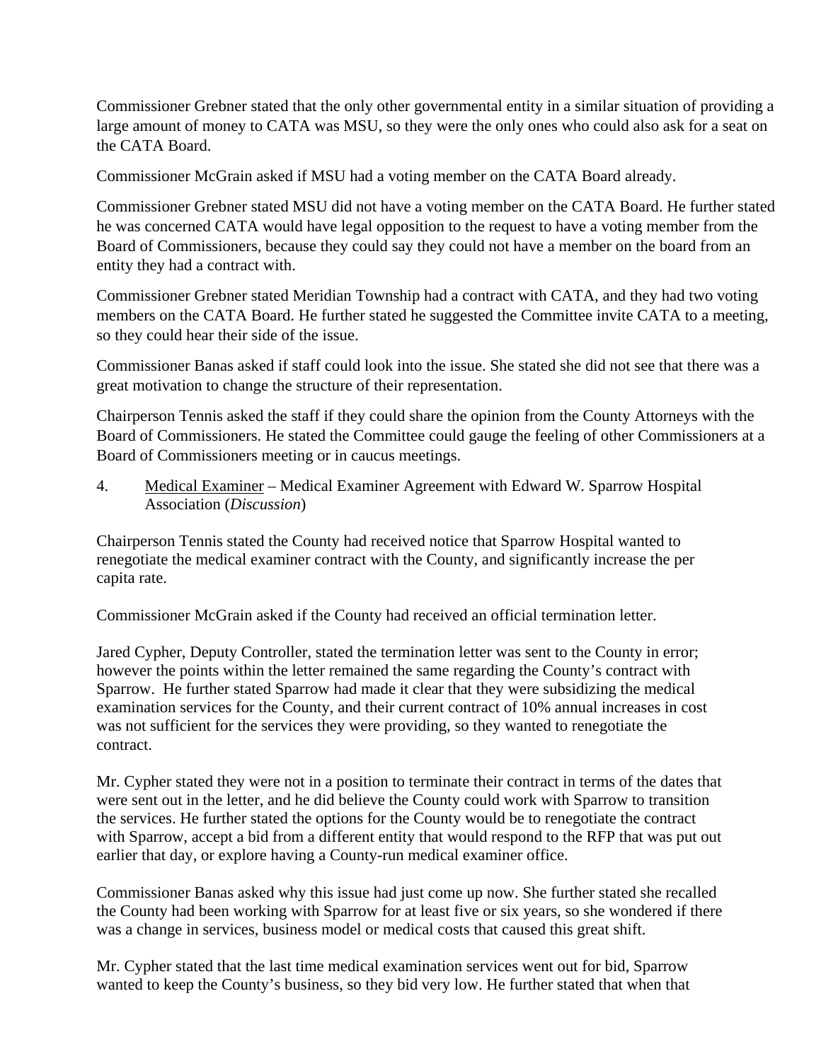Commissioner Grebner stated that the only other governmental entity in a similar situation of providing a large amount of money to CATA was MSU, so they were the only ones who could also ask for a seat on the CATA Board.

Commissioner McGrain asked if MSU had a voting member on the CATA Board already.

Commissioner Grebner stated MSU did not have a voting member on the CATA Board. He further stated he was concerned CATA would have legal opposition to the request to have a voting member from the Board of Commissioners, because they could say they could not have a member on the board from an entity they had a contract with.

Commissioner Grebner stated Meridian Township had a contract with CATA, and they had two voting members on the CATA Board. He further stated he suggested the Committee invite CATA to a meeting, so they could hear their side of the issue.

Commissioner Banas asked if staff could look into the issue. She stated she did not see that there was a great motivation to change the structure of their representation.

Chairperson Tennis asked the staff if they could share the opinion from the County Attorneys with the Board of Commissioners. He stated the Committee could gauge the feeling of other Commissioners at a Board of Commissioners meeting or in caucus meetings.

4. Medical Examiner – Medical Examiner Agreement with Edward W. Sparrow Hospital Association (*Discussion*)

Chairperson Tennis stated the County had received notice that Sparrow Hospital wanted to renegotiate the medical examiner contract with the County, and significantly increase the per capita rate.

Commissioner McGrain asked if the County had received an official termination letter.

Jared Cypher, Deputy Controller, stated the termination letter was sent to the County in error; however the points within the letter remained the same regarding the County's contract with Sparrow. He further stated Sparrow had made it clear that they were subsidizing the medical examination services for the County, and their current contract of 10% annual increases in cost was not sufficient for the services they were providing, so they wanted to renegotiate the contract.

Mr. Cypher stated they were not in a position to terminate their contract in terms of the dates that were sent out in the letter, and he did believe the County could work with Sparrow to transition the services. He further stated the options for the County would be to renegotiate the contract with Sparrow, accept a bid from a different entity that would respond to the RFP that was put out earlier that day, or explore having a County-run medical examiner office.

Commissioner Banas asked why this issue had just come up now. She further stated she recalled the County had been working with Sparrow for at least five or six years, so she wondered if there was a change in services, business model or medical costs that caused this great shift.

Mr. Cypher stated that the last time medical examination services went out for bid, Sparrow wanted to keep the County's business, so they bid very low. He further stated that when that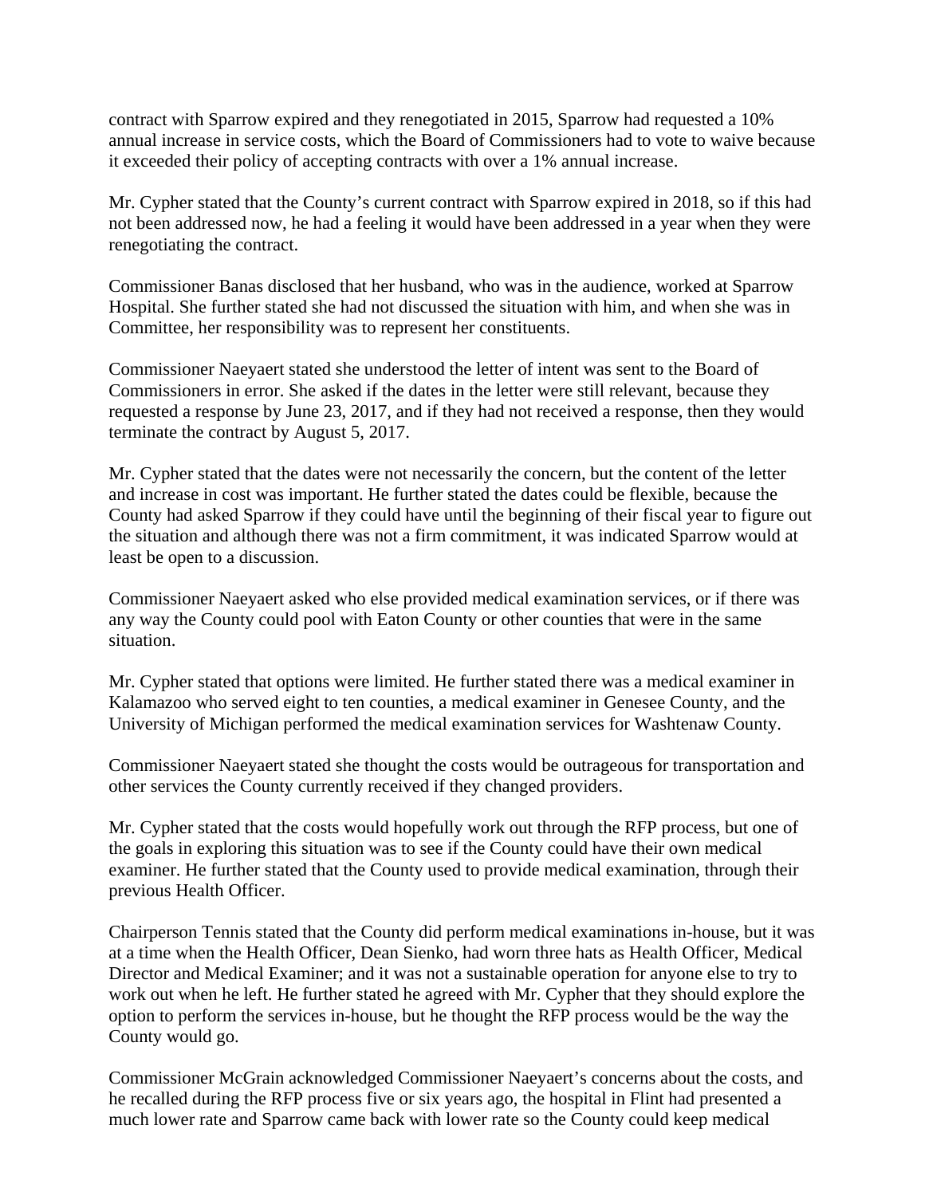contract with Sparrow expired and they renegotiated in 2015, Sparrow had requested a 10% annual increase in service costs, which the Board of Commissioners had to vote to waive because it exceeded their policy of accepting contracts with over a 1% annual increase.

Mr. Cypher stated that the County's current contract with Sparrow expired in 2018, so if this had not been addressed now, he had a feeling it would have been addressed in a year when they were renegotiating the contract.

Commissioner Banas disclosed that her husband, who was in the audience, worked at Sparrow Hospital. She further stated she had not discussed the situation with him, and when she was in Committee, her responsibility was to represent her constituents.

Commissioner Naeyaert stated she understood the letter of intent was sent to the Board of Commissioners in error. She asked if the dates in the letter were still relevant, because they requested a response by June 23, 2017, and if they had not received a response, then they would terminate the contract by August 5, 2017.

Mr. Cypher stated that the dates were not necessarily the concern, but the content of the letter and increase in cost was important. He further stated the dates could be flexible, because the County had asked Sparrow if they could have until the beginning of their fiscal year to figure out the situation and although there was not a firm commitment, it was indicated Sparrow would at least be open to a discussion.

Commissioner Naeyaert asked who else provided medical examination services, or if there was any way the County could pool with Eaton County or other counties that were in the same situation.

Mr. Cypher stated that options were limited. He further stated there was a medical examiner in Kalamazoo who served eight to ten counties, a medical examiner in Genesee County, and the University of Michigan performed the medical examination services for Washtenaw County.

Commissioner Naeyaert stated she thought the costs would be outrageous for transportation and other services the County currently received if they changed providers.

Mr. Cypher stated that the costs would hopefully work out through the RFP process, but one of the goals in exploring this situation was to see if the County could have their own medical examiner. He further stated that the County used to provide medical examination, through their previous Health Officer.

Chairperson Tennis stated that the County did perform medical examinations in-house, but it was at a time when the Health Officer, Dean Sienko, had worn three hats as Health Officer, Medical Director and Medical Examiner; and it was not a sustainable operation for anyone else to try to work out when he left. He further stated he agreed with Mr. Cypher that they should explore the option to perform the services in-house, but he thought the RFP process would be the way the County would go.

Commissioner McGrain acknowledged Commissioner Naeyaert's concerns about the costs, and he recalled during the RFP process five or six years ago, the hospital in Flint had presented a much lower rate and Sparrow came back with lower rate so the County could keep medical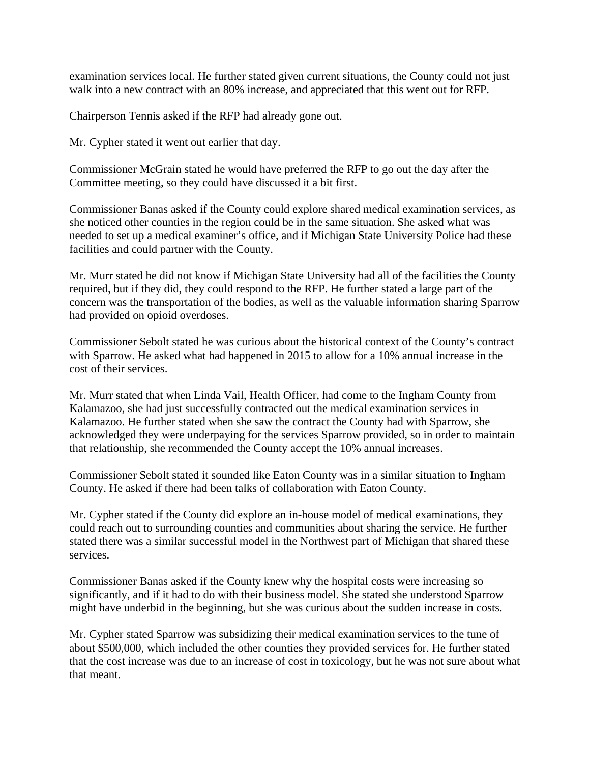examination services local. He further stated given current situations, the County could not just walk into a new contract with an 80% increase, and appreciated that this went out for RFP.

Chairperson Tennis asked if the RFP had already gone out.

Mr. Cypher stated it went out earlier that day.

Commissioner McGrain stated he would have preferred the RFP to go out the day after the Committee meeting, so they could have discussed it a bit first.

Commissioner Banas asked if the County could explore shared medical examination services, as she noticed other counties in the region could be in the same situation. She asked what was needed to set up a medical examiner's office, and if Michigan State University Police had these facilities and could partner with the County.

Mr. Murr stated he did not know if Michigan State University had all of the facilities the County required, but if they did, they could respond to the RFP. He further stated a large part of the concern was the transportation of the bodies, as well as the valuable information sharing Sparrow had provided on opioid overdoses.

Commissioner Sebolt stated he was curious about the historical context of the County's contract with Sparrow. He asked what had happened in 2015 to allow for a 10% annual increase in the cost of their services.

Mr. Murr stated that when Linda Vail, Health Officer, had come to the Ingham County from Kalamazoo, she had just successfully contracted out the medical examination services in Kalamazoo. He further stated when she saw the contract the County had with Sparrow, she acknowledged they were underpaying for the services Sparrow provided, so in order to maintain that relationship, she recommended the County accept the 10% annual increases.

Commissioner Sebolt stated it sounded like Eaton County was in a similar situation to Ingham County. He asked if there had been talks of collaboration with Eaton County.

Mr. Cypher stated if the County did explore an in-house model of medical examinations, they could reach out to surrounding counties and communities about sharing the service. He further stated there was a similar successful model in the Northwest part of Michigan that shared these services.

Commissioner Banas asked if the County knew why the hospital costs were increasing so significantly, and if it had to do with their business model. She stated she understood Sparrow might have underbid in the beginning, but she was curious about the sudden increase in costs.

Mr. Cypher stated Sparrow was subsidizing their medical examination services to the tune of about $500,000, which included the other counties they provided services for. He further stated that the cost increase was due to an increase of cost in toxicology, but he was not sure about what that meant.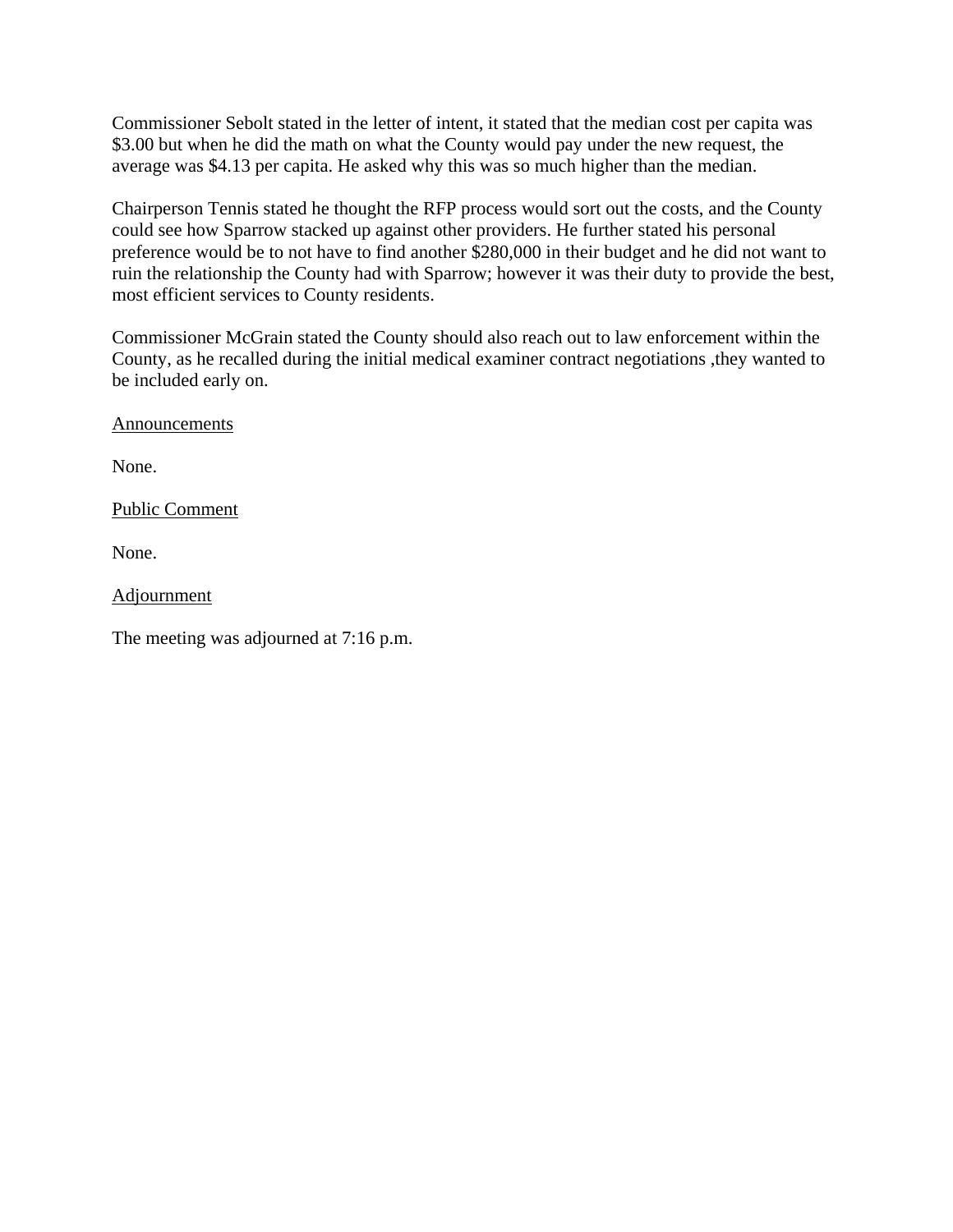Commissioner Sebolt stated in the letter of intent, it stated that the median cost per capita was $3.00 but when he did the math on what the County would pay under the new request, the average was $4.13 per capita. He asked why this was so much higher than the median.

Chairperson Tennis stated he thought the RFP process would sort out the costs, and the County could see how Sparrow stacked up against other providers. He further stated his personal preference would be to not have to find another $280,000 in their budget and he did not want to ruin the relationship the County had with Sparrow; however it was their duty to provide the best, most efficient services to County residents.

Commissioner McGrain stated the County should also reach out to law enforcement within the County, as he recalled during the initial medical examiner contract negotiations ,they wanted to be included early on.

<u>Announcements</u>

None.

<u>Public Comment</u>

None.

<u>Adjournment</u>

The meeting was adjourned at 7:16 p.m.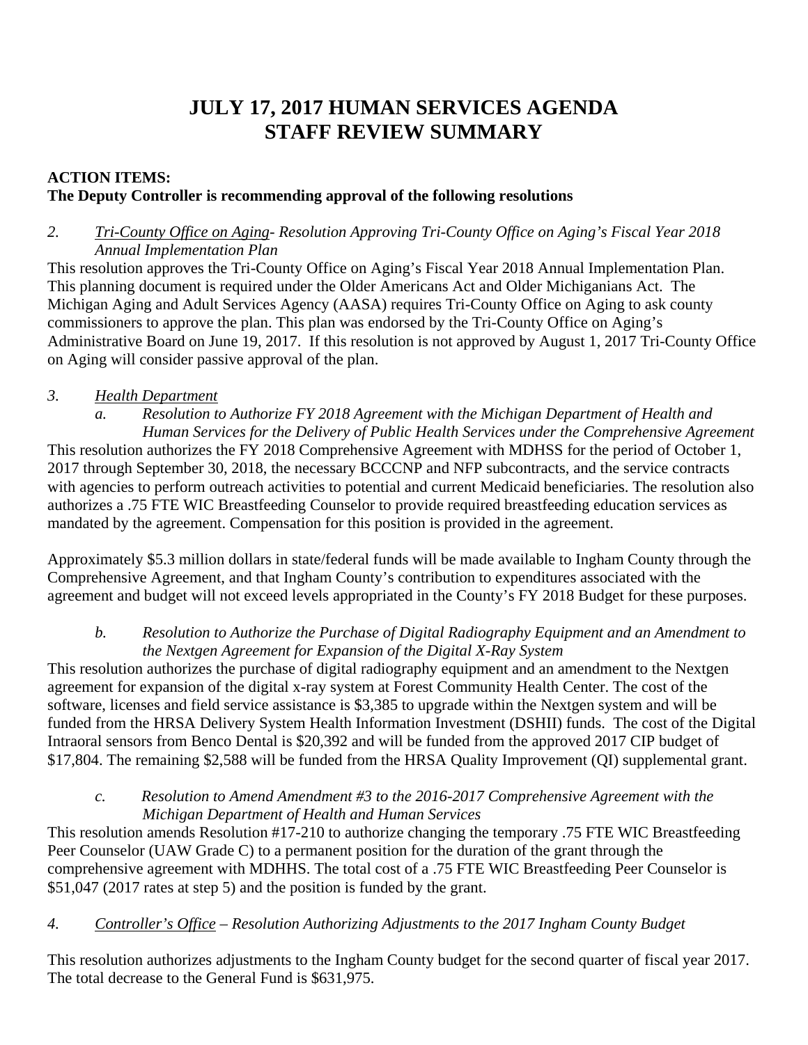# JULY 17, 2017 HUMAN SERVICES AGENDA
# STAFF REVIEW SUMMARY

**ACTION ITEMS:**
**The Deputy Controller is recommending approval of the following resolutions**

*2. <u>Tri-County Office on Aging</u>- Resolution Approving Tri-County Office on Aging's Fiscal Year 2018 Annual Implementation Plan*

This resolution approves the Tri-County Office on Aging's Fiscal Year 2018 Annual Implementation Plan. This planning document is required under the Older Americans Act and Older Michiganians Act. The Michigan Aging and Adult Services Agency (AASA) requires Tri-County Office on Aging to ask county commissioners to approve the plan. This plan was endorsed by the Tri-County Office on Aging's Administrative Board on June 19, 2017. If this resolution is not approved by August 1, 2017 Tri-County Office on Aging will consider passive approval of the plan.

*3. <u>Health Department</u>*

*a. Resolution to Authorize FY 2018 Agreement with the Michigan Department of Health and Human Services for the Delivery of Public Health Services under the Comprehensive Agreement*

This resolution authorizes the FY 2018 Comprehensive Agreement with MDHSS for the period of October 1, 2017 through September 30, 2018, the necessary BCCCNP and NFP subcontracts, and the service contracts with agencies to perform outreach activities to potential and current Medicaid beneficiaries. The resolution also authorizes a .75 FTE WIC Breastfeeding Counselor to provide required breastfeeding education services as mandated by the agreement. Compensation for this position is provided in the agreement.

Approximately $5.3 million dollars in state/federal funds will be made available to Ingham County through the Comprehensive Agreement, and that Ingham County's contribution to expenditures associated with the agreement and budget will not exceed levels appropriated in the County's FY 2018 Budget for these purposes.

*b. Resolution to Authorize the Purchase of Digital Radiography Equipment and an Amendment to the Nextgen Agreement for Expansion of the Digital X-Ray System*

This resolution authorizes the purchase of digital radiography equipment and an amendment to the Nextgen agreement for expansion of the digital x-ray system at Forest Community Health Center. The cost of the software, licenses and field service assistance is $3,385 to upgrade within the Nextgen system and will be funded from the HRSA Delivery System Health Information Investment (DSHII) funds. The cost of the Digital Intraoral sensors from Benco Dental is $20,392 and will be funded from the approved 2017 CIP budget of $17,804. The remaining $2,588 will be funded from the HRSA Quality Improvement (QI) supplemental grant.

*c. Resolution to Amend Amendment #3 to the 2016-2017 Comprehensive Agreement with the Michigan Department of Health and Human Services*

This resolution amends Resolution #17-210 to authorize changing the temporary .75 FTE WIC Breastfeeding Peer Counselor (UAW Grade C) to a permanent position for the duration of the grant through the comprehensive agreement with MDHHS. The total cost of a .75 FTE WIC Breastfeeding Peer Counselor is $51,047 (2017 rates at step 5) and the position is funded by the grant.

*4. <u>Controller's Office</u> – Resolution Authorizing Adjustments to the 2017 Ingham County Budget*

This resolution authorizes adjustments to the Ingham County budget for the second quarter of fiscal year 2017. The total decrease to the General Fund is $631,975.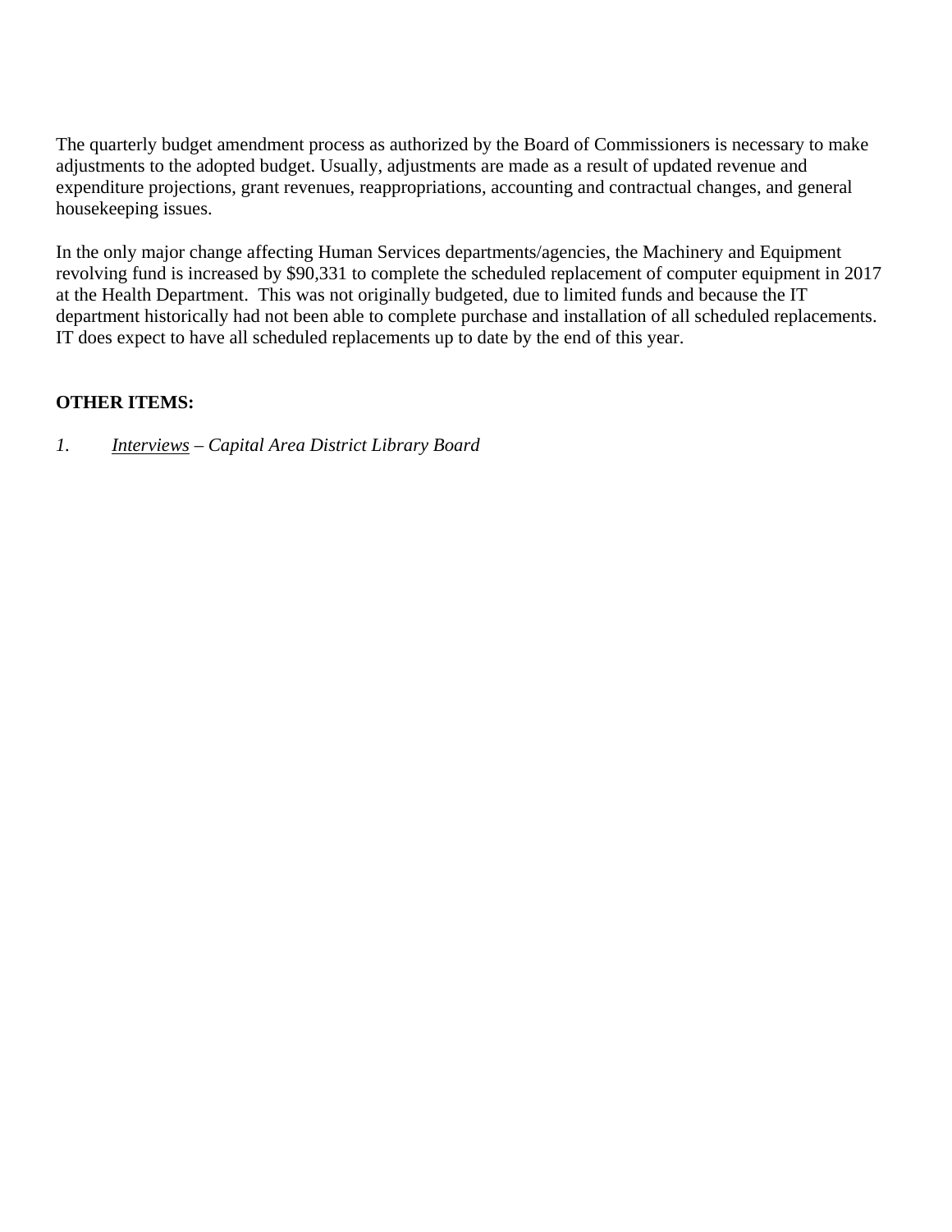The quarterly budget amendment process as authorized by the Board of Commissioners is necessary to make adjustments to the adopted budget. Usually, adjustments are made as a result of updated revenue and expenditure projections, grant revenues, reappropriations, accounting and contractual changes, and general housekeeping issues.

In the only major change affecting Human Services departments/agencies, the Machinery and Equipment revolving fund is increased by $90,331 to complete the scheduled replacement of computer equipment in 2017 at the Health Department. This was not originally budgeted, due to limited funds and because the IT department historically had not been able to complete purchase and installation of all scheduled replacements. IT does expect to have all scheduled replacements up to date by the end of this year.

**OTHER ITEMS:**

*1.* *Interviews – Capital Area District Library Board*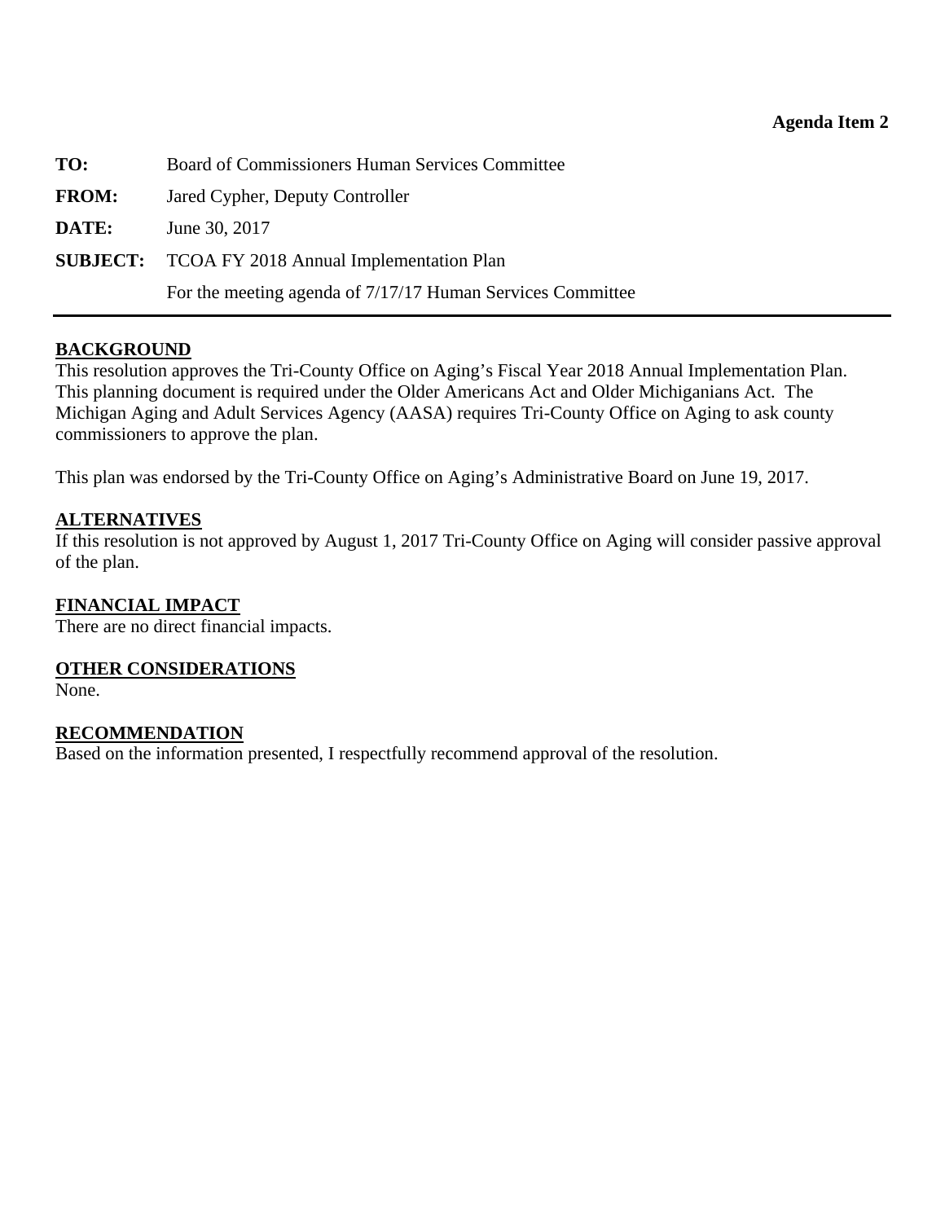**Agenda Item 2**

**TO:** Board of Commissioners Human Services Committee

**FROM:** Jared Cypher, Deputy Controller

**DATE:** June 30, 2017

**SUBJECT:** TCOA FY 2018 Annual Implementation Plan
For the meeting agenda of 7/17/17 Human Services Committee

---

**BACKGROUND**

This resolution approves the Tri-County Office on Aging's Fiscal Year 2018 Annual Implementation Plan. This planning document is required under the Older Americans Act and Older Michiganians Act. The Michigan Aging and Adult Services Agency (AASA) requires Tri-County Office on Aging to ask county commissioners to approve the plan.

This plan was endorsed by the Tri-County Office on Aging's Administrative Board on June 19, 2017.

**ALTERNATIVES**

If this resolution is not approved by August 1, 2017 Tri-County Office on Aging will consider passive approval of the plan.

**FINANCIAL IMPACT**

There are no direct financial impacts.

**OTHER CONSIDERATIONS**

None.

**RECOMMENDATION**

Based on the information presented, I respectfully recommend approval of the resolution.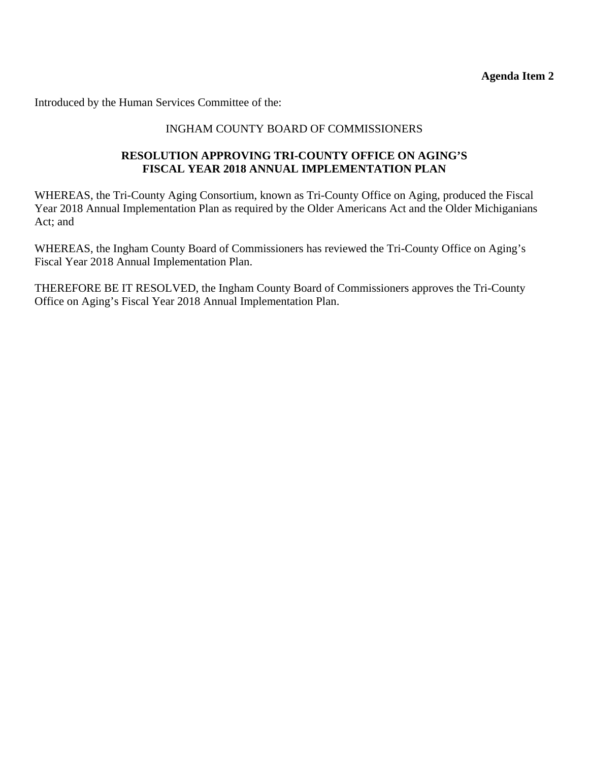**Agenda Item 2**

Introduced by the Human Services Committee of the:

INGHAM COUNTY BOARD OF COMMISSIONERS

**RESOLUTION APPROVING TRI-COUNTY OFFICE ON AGING'S FISCAL YEAR 2018 ANNUAL IMPLEMENTATION PLAN**

WHEREAS, the Tri-County Aging Consortium, known as Tri-County Office on Aging, produced the Fiscal Year 2018 Annual Implementation Plan as required by the Older Americans Act and the Older Michiganians Act; and

WHEREAS, the Ingham County Board of Commissioners has reviewed the Tri-County Office on Aging's Fiscal Year 2018 Annual Implementation Plan.

THEREFORE BE IT RESOLVED, the Ingham County Board of Commissioners approves the Tri-County Office on Aging's Fiscal Year 2018 Annual Implementation Plan.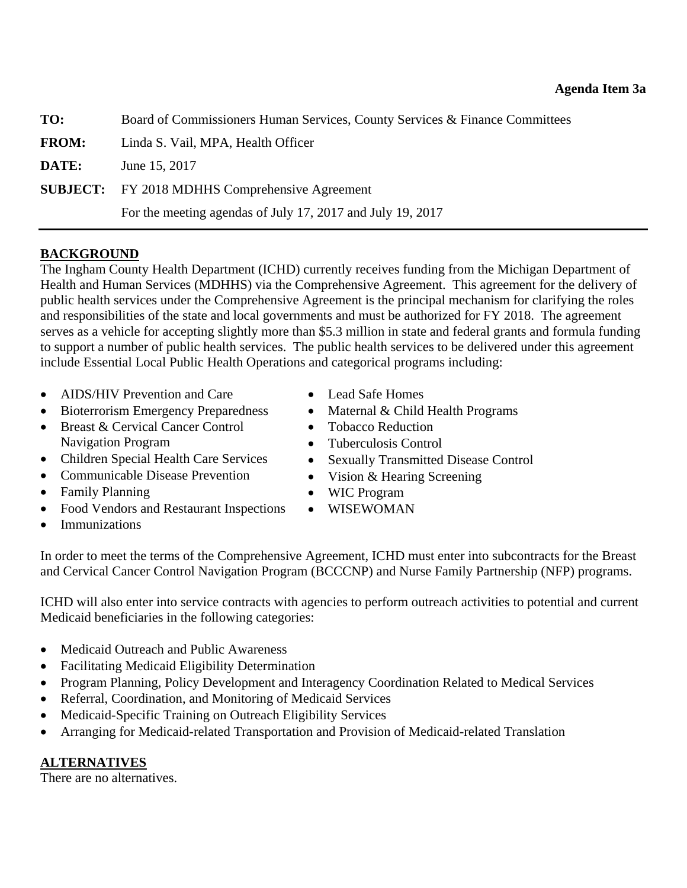**Agenda Item 3a**

**TO:** Board of Commissioners Human Services, County Services & Finance Committees

**FROM:** Linda S. Vail, MPA, Health Officer

**DATE:** June 15, 2017

**SUBJECT:** FY 2018 MDHHS Comprehensive Agreement

For the meeting agendas of July 17, 2017 and July 19, 2017

---

## BACKGROUND

The Ingham County Health Department (ICHD) currently receives funding from the Michigan Department of Health and Human Services (MDHHS) via the Comprehensive Agreement. This agreement for the delivery of public health services under the Comprehensive Agreement is the principal mechanism for clarifying the roles and responsibilities of the state and local governments and must be authorized for FY 2018. The agreement serves as a vehicle for accepting slightly more than $5.3 million in state and federal grants and formula funding to support a number of public health services. The public health services to be delivered under this agreement include Essential Local Public Health Operations and categorical programs including:

- AIDS/HIV Prevention and Care
- Bioterrorism Emergency Preparedness
- Breast & Cervical Cancer Control Navigation Program
- Children Special Health Care Services
- Communicable Disease Prevention
- Family Planning
- Food Vendors and Restaurant Inspections
- Immunizations
- Lead Safe Homes
- Maternal & Child Health Programs
- Tobacco Reduction
- Tuberculosis Control
- Sexually Transmitted Disease Control
- Vision & Hearing Screening
- WIC Program
- WISEWOMAN

In order to meet the terms of the Comprehensive Agreement, ICHD must enter into subcontracts for the Breast and Cervical Cancer Control Navigation Program (BCCCNP) and Nurse Family Partnership (NFP) programs.

ICHD will also enter into service contracts with agencies to perform outreach activities to potential and current Medicaid beneficiaries in the following categories:

- Medicaid Outreach and Public Awareness
- Facilitating Medicaid Eligibility Determination
- Program Planning, Policy Development and Interagency Coordination Related to Medical Services
- Referral, Coordination, and Monitoring of Medicaid Services
- Medicaid-Specific Training on Outreach Eligibility Services
- Arranging for Medicaid-related Transportation and Provision of Medicaid-related Translation

## ALTERNATIVES

There are no alternatives.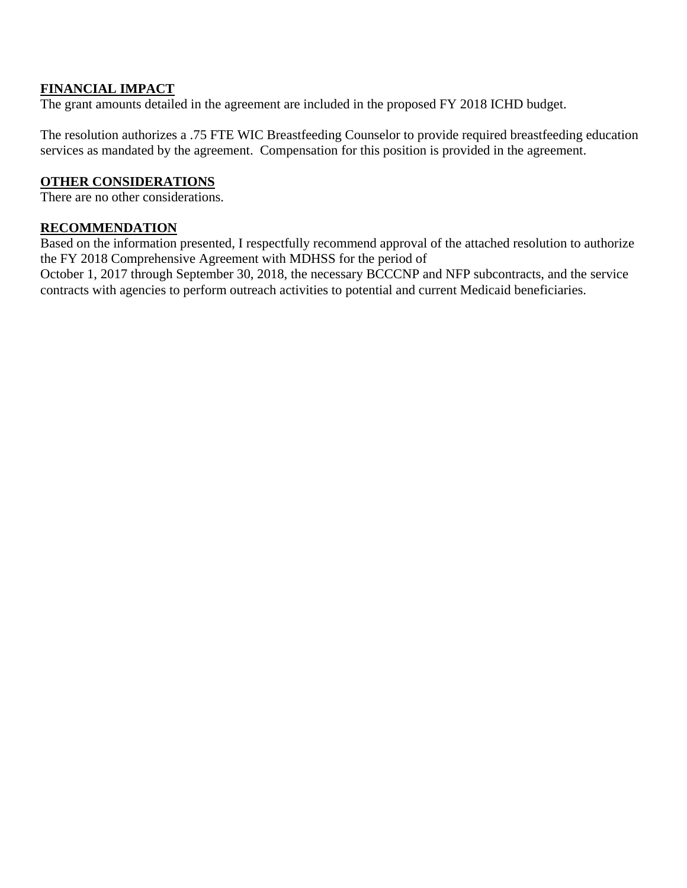**FINANCIAL IMPACT**
The grant amounts detailed in the agreement are included in the proposed FY 2018 ICHD budget.

The resolution authorizes a .75 FTE WIC Breastfeeding Counselor to provide required breastfeeding education services as mandated by the agreement. Compensation for this position is provided in the agreement.

**OTHER CONSIDERATIONS**
There are no other considerations.

**RECOMMENDATION**
Based on the information presented, I respectfully recommend approval of the attached resolution to authorize the FY 2018 Comprehensive Agreement with MDHSS for the period of
October 1, 2017 through September 30, 2018, the necessary BCCCNP and NFP subcontracts, and the service contracts with agencies to perform outreach activities to potential and current Medicaid beneficiaries.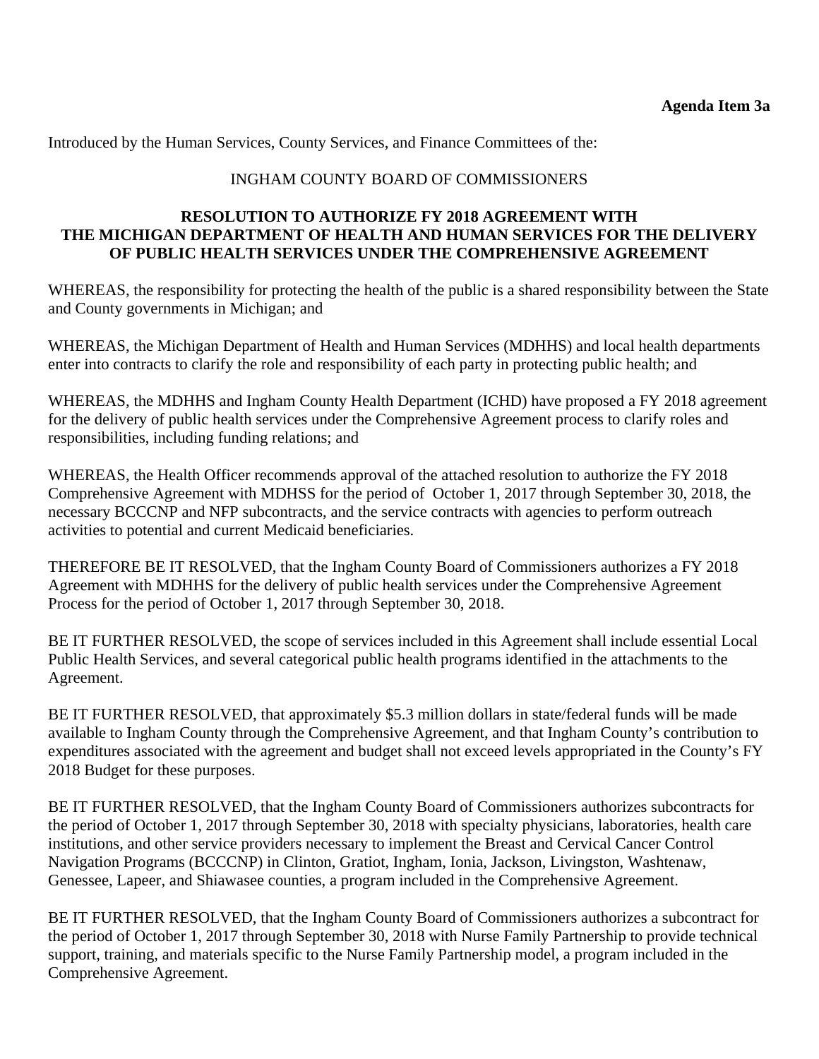**Agenda Item 3a**

Introduced by the Human Services, County Services, and Finance Committees of the:

INGHAM COUNTY BOARD OF COMMISSIONERS

**RESOLUTION TO AUTHORIZE FY 2018 AGREEMENT WITH THE MICHIGAN DEPARTMENT OF HEALTH AND HUMAN SERVICES FOR THE DELIVERY OF PUBLIC HEALTH SERVICES UNDER THE COMPREHENSIVE AGREEMENT**

WHEREAS, the responsibility for protecting the health of the public is a shared responsibility between the State and County governments in Michigan; and

WHEREAS, the Michigan Department of Health and Human Services (MDHHS) and local health departments enter into contracts to clarify the role and responsibility of each party in protecting public health; and

WHEREAS, the MDHHS and Ingham County Health Department (ICHD) have proposed a FY 2018 agreement for the delivery of public health services under the Comprehensive Agreement process to clarify roles and responsibilities, including funding relations; and

WHEREAS, the Health Officer recommends approval of the attached resolution to authorize the FY 2018 Comprehensive Agreement with MDHSS for the period of October 1, 2017 through September 30, 2018, the necessary BCCCNP and NFP subcontracts, and the service contracts with agencies to perform outreach activities to potential and current Medicaid beneficiaries.

THEREFORE BE IT RESOLVED, that the Ingham County Board of Commissioners authorizes a FY 2018 Agreement with MDHHS for the delivery of public health services under the Comprehensive Agreement Process for the period of October 1, 2017 through September 30, 2018.

BE IT FURTHER RESOLVED, the scope of services included in this Agreement shall include essential Local Public Health Services, and several categorical public health programs identified in the attachments to the Agreement.

BE IT FURTHER RESOLVED, that approximately $5.3 million dollars in state/federal funds will be made available to Ingham County through the Comprehensive Agreement, and that Ingham County's contribution to expenditures associated with the agreement and budget shall not exceed levels appropriated in the County's FY 2018 Budget for these purposes.

BE IT FURTHER RESOLVED, that the Ingham County Board of Commissioners authorizes subcontracts for the period of October 1, 2017 through September 30, 2018 with specialty physicians, laboratories, health care institutions, and other service providers necessary to implement the Breast and Cervical Cancer Control Navigation Programs (BCCCNP) in Clinton, Gratiot, Ingham, Ionia, Jackson, Livingston, Washtenaw, Genessee, Lapeer, and Shiawasee counties, a program included in the Comprehensive Agreement.

BE IT FURTHER RESOLVED, that the Ingham County Board of Commissioners authorizes a subcontract for the period of October 1, 2017 through September 30, 2018 with Nurse Family Partnership to provide technical support, training, and materials specific to the Nurse Family Partnership model, a program included in the Comprehensive Agreement.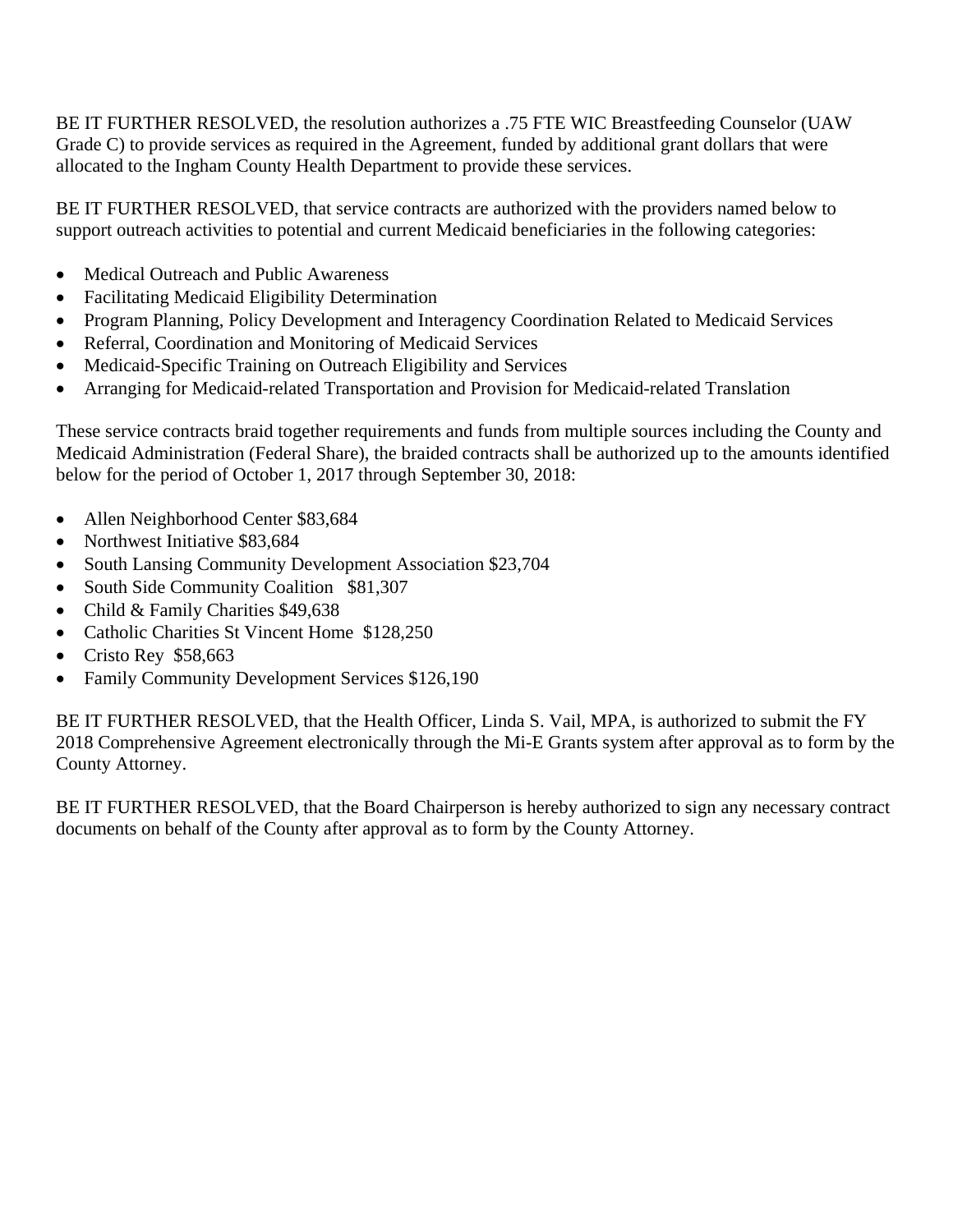BE IT FURTHER RESOLVED, the resolution authorizes a .75 FTE WIC Breastfeeding Counselor (UAW Grade C) to provide services as required in the Agreement, funded by additional grant dollars that were allocated to the Ingham County Health Department to provide these services.

BE IT FURTHER RESOLVED, that service contracts are authorized with the providers named below to support outreach activities to potential and current Medicaid beneficiaries in the following categories:

- Medical Outreach and Public Awareness
- Facilitating Medicaid Eligibility Determination
- Program Planning, Policy Development and Interagency Coordination Related to Medicaid Services
- Referral, Coordination and Monitoring of Medicaid Services
- Medicaid-Specific Training on Outreach Eligibility and Services
- Arranging for Medicaid-related Transportation and Provision for Medicaid-related Translation

These service contracts braid together requirements and funds from multiple sources including the County and Medicaid Administration (Federal Share), the braided contracts shall be authorized up to the amounts identified below for the period of October 1, 2017 through September 30, 2018:

- Allen Neighborhood Center $83,684
- Northwest Initiative $83,684
- South Lansing Community Development Association $23,704
- South Side Community Coalition $81,307
- Child & Family Charities $49,638
- Catholic Charities St Vincent Home $128,250
- Cristo Rey $58,663
- Family Community Development Services $126,190

BE IT FURTHER RESOLVED, that the Health Officer, Linda S. Vail, MPA, is authorized to submit the FY 2018 Comprehensive Agreement electronically through the Mi-E Grants system after approval as to form by the County Attorney.

BE IT FURTHER RESOLVED, that the Board Chairperson is hereby authorized to sign any necessary contract documents on behalf of the County after approval as to form by the County Attorney.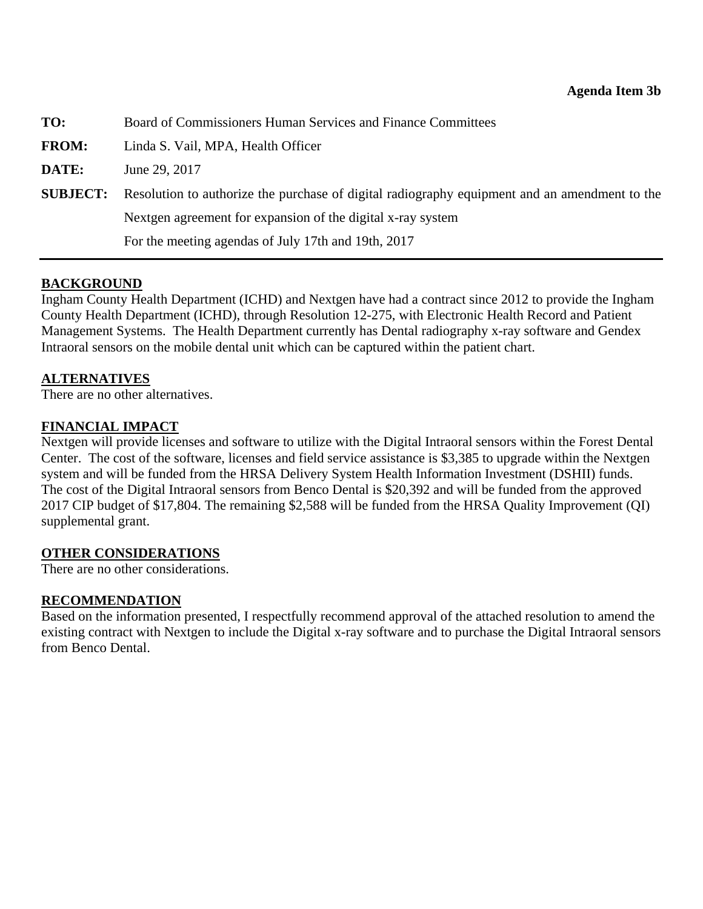**Agenda Item 3b**

**TO:** Board of Commissioners Human Services and Finance Committees

**FROM:** Linda S. Vail, MPA, Health Officer

**DATE:** June 29, 2017

**SUBJECT:** Resolution to authorize the purchase of digital radiography equipment and an amendment to the Nextgen agreement for expansion of the digital x-ray system
For the meeting agendas of July 17th and 19th, 2017

---

**BACKGROUND**

Ingham County Health Department (ICHD) and Nextgen have had a contract since 2012 to provide the Ingham County Health Department (ICHD), through Resolution 12-275, with Electronic Health Record and Patient Management Systems. The Health Department currently has Dental radiography x-ray software and Gendex Intraoral sensors on the mobile dental unit which can be captured within the patient chart.

**ALTERNATIVES**

There are no other alternatives.

**FINANCIAL IMPACT**

Nextgen will provide licenses and software to utilize with the Digital Intraoral sensors within the Forest Dental Center. The cost of the software, licenses and field service assistance is $3,385 to upgrade within the Nextgen system and will be funded from the HRSA Delivery System Health Information Investment (DSHII) funds. The cost of the Digital Intraoral sensors from Benco Dental is $20,392 and will be funded from the approved 2017 CIP budget of $17,804. The remaining $2,588 will be funded from the HRSA Quality Improvement (QI) supplemental grant.

**OTHER CONSIDERATIONS**

There are no other considerations.

**RECOMMENDATION**

Based on the information presented, I respectfully recommend approval of the attached resolution to amend the existing contract with Nextgen to include the Digital x-ray software and to purchase the Digital Intraoral sensors from Benco Dental.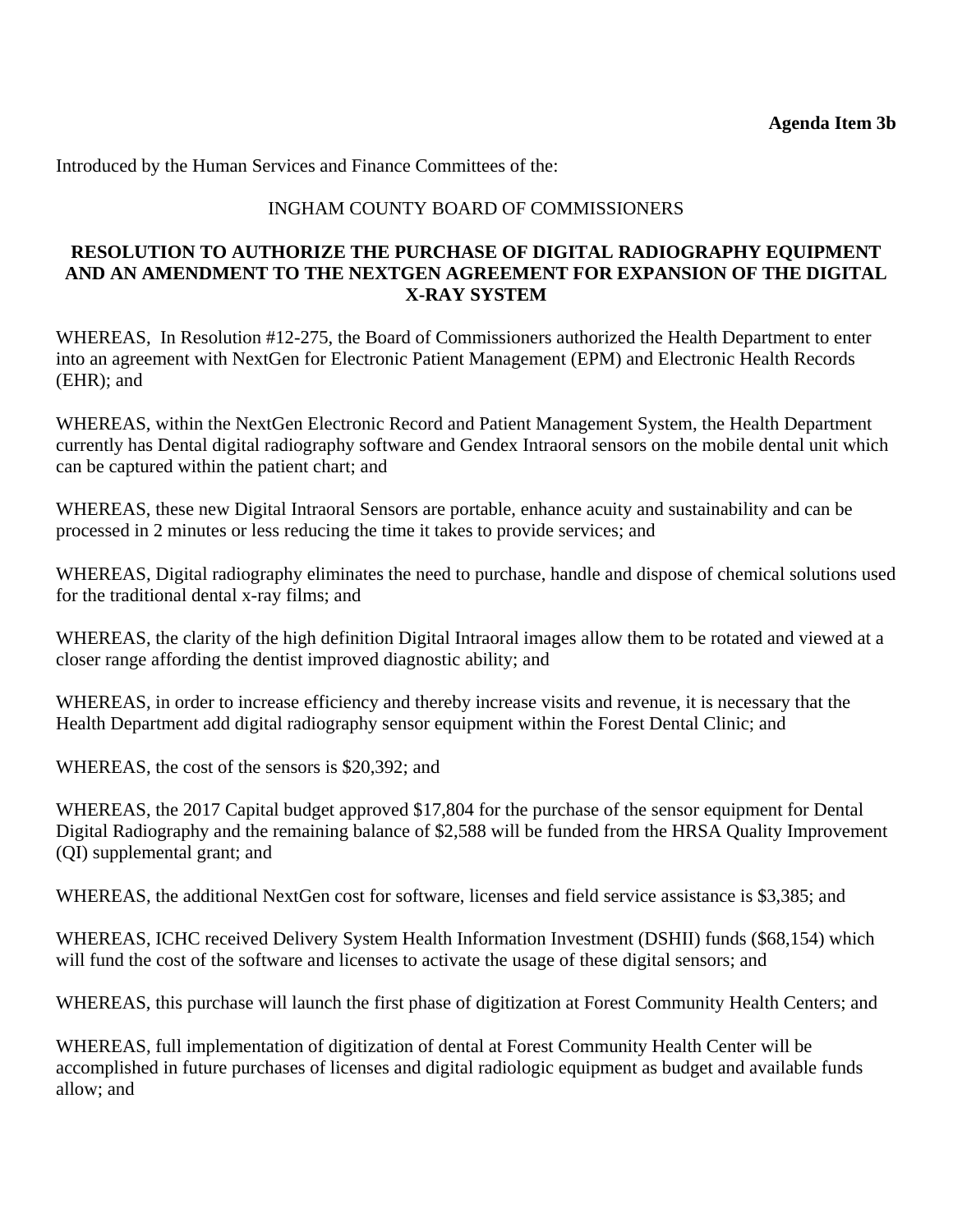**Agenda Item 3b**

Introduced by the Human Services and Finance Committees of the:

INGHAM COUNTY BOARD OF COMMISSIONERS

**RESOLUTION TO AUTHORIZE THE PURCHASE OF DIGITAL RADIOGRAPHY EQUIPMENT AND AN AMENDMENT TO THE NEXTGEN AGREEMENT FOR EXPANSION OF THE DIGITAL X-RAY SYSTEM**

WHEREAS, In Resolution #12-275, the Board of Commissioners authorized the Health Department to enter into an agreement with NextGen for Electronic Patient Management (EPM) and Electronic Health Records (EHR); and

WHEREAS, within the NextGen Electronic Record and Patient Management System, the Health Department currently has Dental digital radiography software and Gendex Intraoral sensors on the mobile dental unit which can be captured within the patient chart; and

WHEREAS, these new Digital Intraoral Sensors are portable, enhance acuity and sustainability and can be processed in 2 minutes or less reducing the time it takes to provide services; and

WHEREAS, Digital radiography eliminates the need to purchase, handle and dispose of chemical solutions used for the traditional dental x-ray films; and

WHEREAS, the clarity of the high definition Digital Intraoral images allow them to be rotated and viewed at a closer range affording the dentist improved diagnostic ability; and

WHEREAS, in order to increase efficiency and thereby increase visits and revenue, it is necessary that the Health Department add digital radiography sensor equipment within the Forest Dental Clinic; and

WHEREAS, the cost of the sensors is $20,392; and

WHEREAS, the 2017 Capital budget approved $17,804 for the purchase of the sensor equipment for Dental Digital Radiography and the remaining balance of $2,588 will be funded from the HRSA Quality Improvement (QI) supplemental grant; and

WHEREAS, the additional NextGen cost for software, licenses and field service assistance is $3,385; and

WHEREAS, ICHC received Delivery System Health Information Investment (DSHII) funds ($68,154) which will fund the cost of the software and licenses to activate the usage of these digital sensors; and

WHEREAS, this purchase will launch the first phase of digitization at Forest Community Health Centers; and

WHEREAS, full implementation of digitization of dental at Forest Community Health Center will be accomplished in future purchases of licenses and digital radiologic equipment as budget and available funds allow; and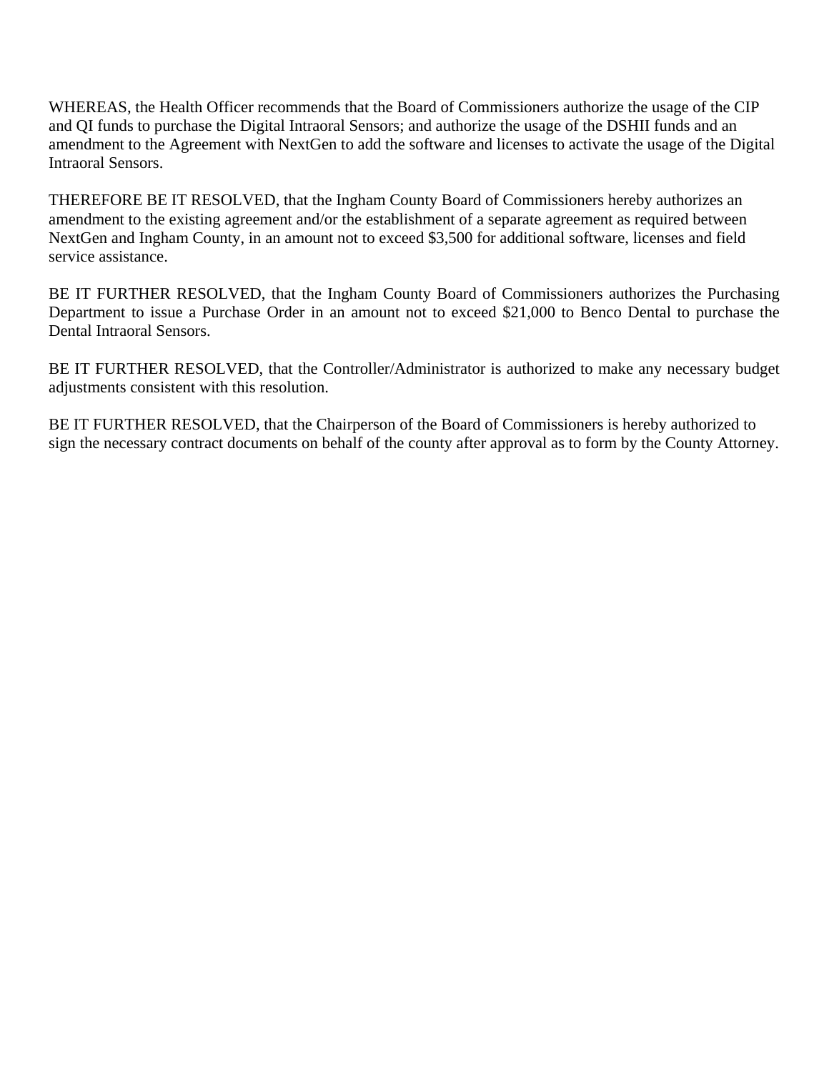WHEREAS, the Health Officer recommends that the Board of Commissioners authorize the usage of the CIP and QI funds to purchase the Digital Intraoral Sensors; and authorize the usage of the DSHII funds and an amendment to the Agreement with NextGen to add the software and licenses to activate the usage of the Digital Intraoral Sensors.

THEREFORE BE IT RESOLVED, that the Ingham County Board of Commissioners hereby authorizes an amendment to the existing agreement and/or the establishment of a separate agreement as required between NextGen and Ingham County, in an amount not to exceed $3,500 for additional software, licenses and field service assistance.

BE IT FURTHER RESOLVED, that the Ingham County Board of Commissioners authorizes the Purchasing Department to issue a Purchase Order in an amount not to exceed $21,000 to Benco Dental to purchase the Dental Intraoral Sensors.

BE IT FURTHER RESOLVED, that the Controller/Administrator is authorized to make any necessary budget adjustments consistent with this resolution.

BE IT FURTHER RESOLVED, that the Chairperson of the Board of Commissioners is hereby authorized to sign the necessary contract documents on behalf of the county after approval as to form by the County Attorney.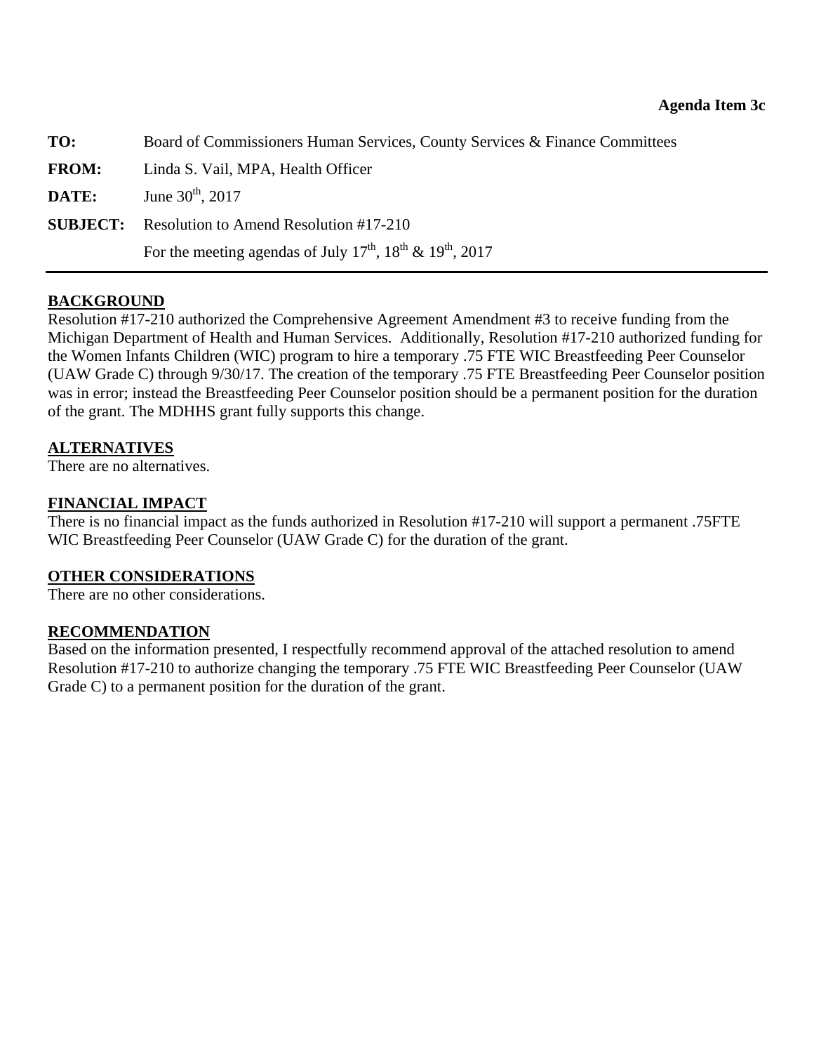**Agenda Item 3c**

| | |
|---|---|
| **TO:** | Board of Commissioners Human Services, County Services & Finance Committees |
| **FROM:** | Linda S. Vail, MPA, Health Officer |
| **DATE:** | June 30th, 2017 |
| **SUBJECT:** | Resolution to Amend Resolution #17-210<br>For the meeting agendas of July 17th, 18th & 19th, 2017 |

---

## BACKGROUND

Resolution #17-210 authorized the Comprehensive Agreement Amendment #3 to receive funding from the Michigan Department of Health and Human Services. Additionally, Resolution #17-210 authorized funding for the Women Infants Children (WIC) program to hire a temporary .75 FTE WIC Breastfeeding Peer Counselor (UAW Grade C) through 9/30/17. The creation of the temporary .75 FTE Breastfeeding Peer Counselor position was in error; instead the Breastfeeding Peer Counselor position should be a permanent position for the duration of the grant. The MDHHS grant fully supports this change.

## ALTERNATIVES

There are no alternatives.

## FINANCIAL IMPACT

There is no financial impact as the funds authorized in Resolution #17-210 will support a permanent .75FTE WIC Breastfeeding Peer Counselor (UAW Grade C) for the duration of the grant.

## OTHER CONSIDERATIONS

There are no other considerations.

## RECOMMENDATION

Based on the information presented, I respectfully recommend approval of the attached resolution to amend Resolution #17-210 to authorize changing the temporary .75 FTE WIC Breastfeeding Peer Counselor (UAW Grade C) to a permanent position for the duration of the grant.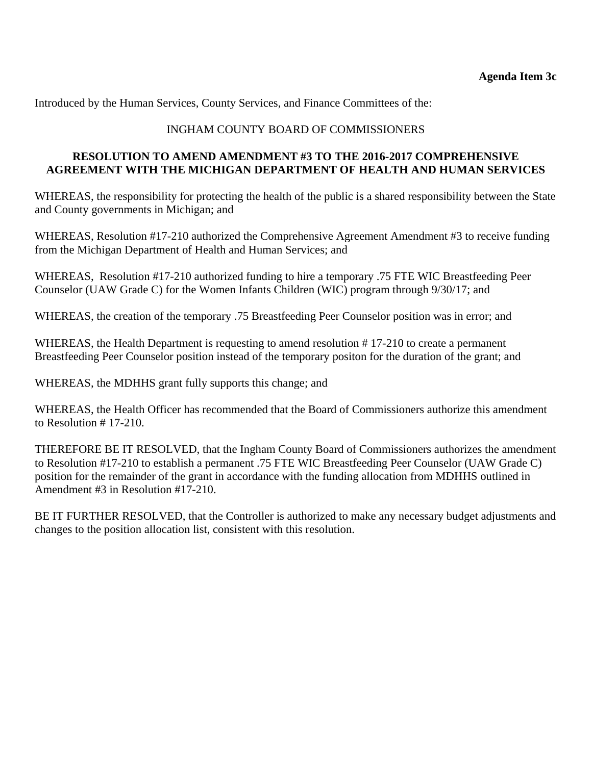**Agenda Item 3c**

Introduced by the Human Services, County Services, and Finance Committees of the:

INGHAM COUNTY BOARD OF COMMISSIONERS

**RESOLUTION TO AMEND AMENDMENT #3 TO THE 2016-2017 COMPREHENSIVE AGREEMENT WITH THE MICHIGAN DEPARTMENT OF HEALTH AND HUMAN SERVICES**

WHEREAS, the responsibility for protecting the health of the public is a shared responsibility between the State and County governments in Michigan; and

WHEREAS, Resolution #17-210 authorized the Comprehensive Agreement Amendment #3 to receive funding from the Michigan Department of Health and Human Services; and

WHEREAS, Resolution #17-210 authorized funding to hire a temporary .75 FTE WIC Breastfeeding Peer Counselor (UAW Grade C) for the Women Infants Children (WIC) program through 9/30/17; and

WHEREAS, the creation of the temporary .75 Breastfeeding Peer Counselor position was in error; and

WHEREAS, the Health Department is requesting to amend resolution # 17-210 to create a permanent Breastfeeding Peer Counselor position instead of the temporary positon for the duration of the grant; and

WHEREAS, the MDHHS grant fully supports this change; and

WHEREAS, the Health Officer has recommended that the Board of Commissioners authorize this amendment to Resolution # 17-210.

THEREFORE BE IT RESOLVED, that the Ingham County Board of Commissioners authorizes the amendment to Resolution #17-210 to establish a permanent .75 FTE WIC Breastfeeding Peer Counselor (UAW Grade C) position for the remainder of the grant in accordance with the funding allocation from MDHHS outlined in Amendment #3 in Resolution #17-210.

BE IT FURTHER RESOLVED, that the Controller is authorized to make any necessary budget adjustments and changes to the position allocation list, consistent with this resolution.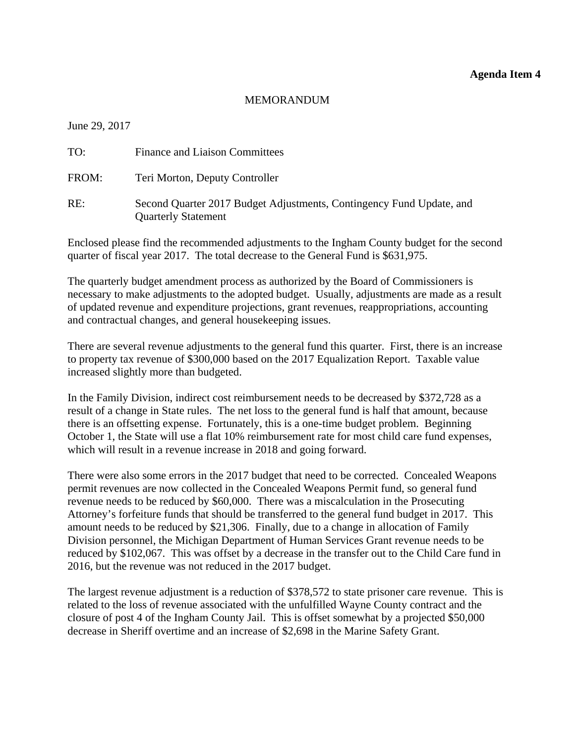**Agenda Item 4**

MEMORANDUM

June 29, 2017

TO: Finance and Liaison Committees

FROM: Teri Morton, Deputy Controller

RE: Second Quarter 2017 Budget Adjustments, Contingency Fund Update, and Quarterly Statement

Enclosed please find the recommended adjustments to the Ingham County budget for the second quarter of fiscal year 2017. The total decrease to the General Fund is $631,975.

The quarterly budget amendment process as authorized by the Board of Commissioners is necessary to make adjustments to the adopted budget. Usually, adjustments are made as a result of updated revenue and expenditure projections, grant revenues, reappropriations, accounting and contractual changes, and general housekeeping issues.

There are several revenue adjustments to the general fund this quarter. First, there is an increase to property tax revenue of $300,000 based on the 2017 Equalization Report. Taxable value increased slightly more than budgeted.

In the Family Division, indirect cost reimbursement needs to be decreased by $372,728 as a result of a change in State rules. The net loss to the general fund is half that amount, because there is an offsetting expense. Fortunately, this is a one-time budget problem. Beginning October 1, the State will use a flat 10% reimbursement rate for most child care fund expenses, which will result in a revenue increase in 2018 and going forward.

There were also some errors in the 2017 budget that need to be corrected. Concealed Weapons permit revenues are now collected in the Concealed Weapons Permit fund, so general fund revenue needs to be reduced by $60,000. There was a miscalculation in the Prosecuting Attorney's forfeiture funds that should be transferred to the general fund budget in 2017. This amount needs to be reduced by $21,306. Finally, due to a change in allocation of Family Division personnel, the Michigan Department of Human Services Grant revenue needs to be reduced by $102,067. This was offset by a decrease in the transfer out to the Child Care fund in 2016, but the revenue was not reduced in the 2017 budget.

The largest revenue adjustment is a reduction of $378,572 to state prisoner care revenue. This is related to the loss of revenue associated with the unfulfilled Wayne County contract and the closure of post 4 of the Ingham County Jail. This is offset somewhat by a projected $50,000 decrease in Sheriff overtime and an increase of $2,698 in the Marine Safety Grant.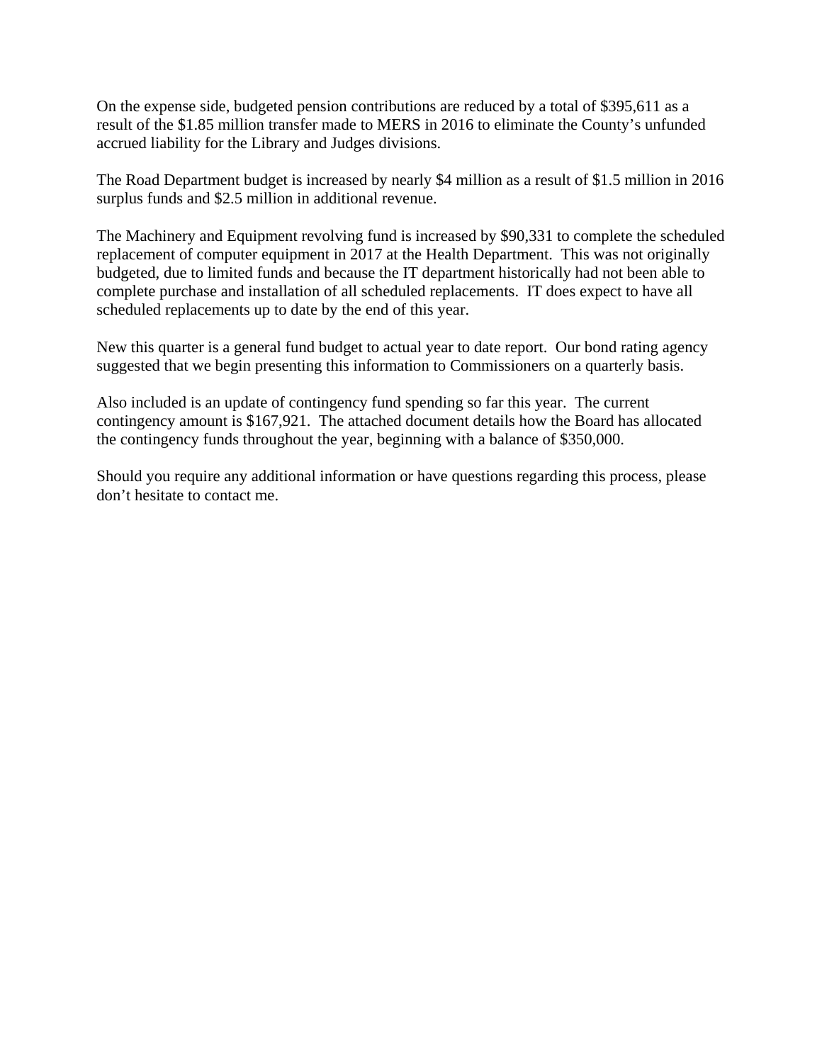On the expense side, budgeted pension contributions are reduced by a total of $395,611 as a result of the $1.85 million transfer made to MERS in 2016 to eliminate the County's unfunded accrued liability for the Library and Judges divisions.

The Road Department budget is increased by nearly $4 million as a result of $1.5 million in 2016 surplus funds and $2.5 million in additional revenue.

The Machinery and Equipment revolving fund is increased by $90,331 to complete the scheduled replacement of computer equipment in 2017 at the Health Department. This was not originally budgeted, due to limited funds and because the IT department historically had not been able to complete purchase and installation of all scheduled replacements. IT does expect to have all scheduled replacements up to date by the end of this year.

New this quarter is a general fund budget to actual year to date report. Our bond rating agency suggested that we begin presenting this information to Commissioners on a quarterly basis.

Also included is an update of contingency fund spending so far this year. The current contingency amount is $167,921. The attached document details how the Board has allocated the contingency funds throughout the year, beginning with a balance of $350,000.

Should you require any additional information or have questions regarding this process, please don't hesitate to contact me.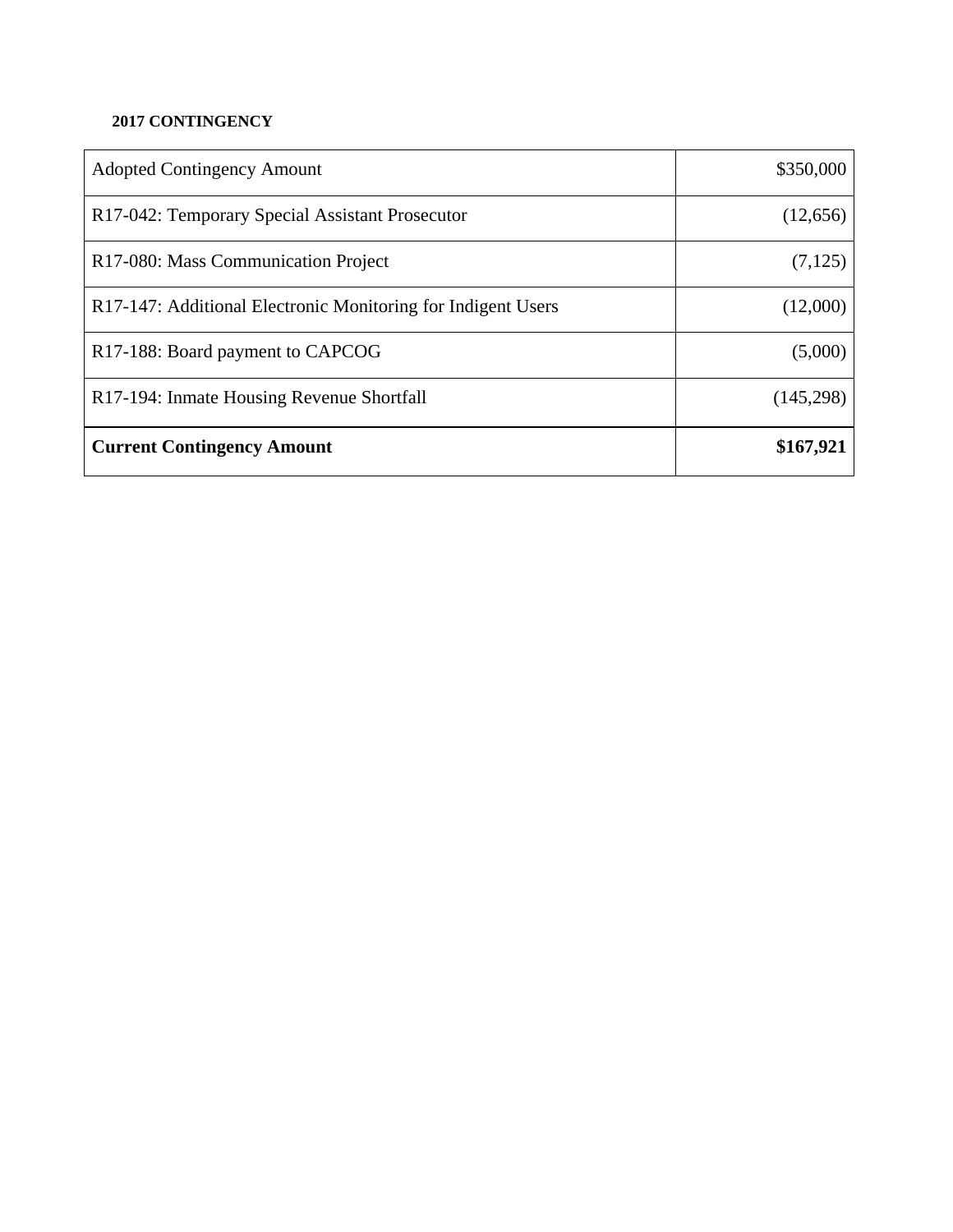**2017 CONTINGENCY**

| | |
|---|---:|
| Adopted Contingency Amount | $350,000 |
| R17-042: Temporary Special Assistant Prosecutor | (12,656) |
| R17-080: Mass Communication Project | (7,125) |
| R17-147: Additional Electronic Monitoring for Indigent Users | (12,000) |
| R17-188: Board payment to CAPCOG | (5,000) |
| R17-194: Inmate Housing Revenue Shortfall | (145,298) |
| **Current Contingency Amount** | **$167,921** |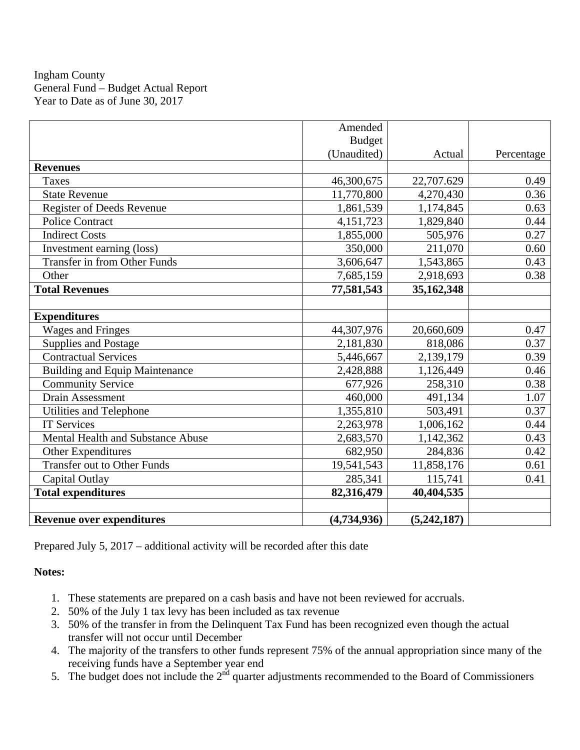Ingham County
General Fund – Budget Actual Report
Year to Date as of June 30, 2017

| | Amended Budget (Unaudited) | Actual | Percentage |
|---|---|---|---|
| **Revenues** | | | |
| Taxes | 46,300,675 | 22,707.629 | 0.49 |
| State Revenue | 11,770,800 | 4,270,430 | 0.36 |
| Register of Deeds Revenue | 1,861,539 | 1,174,845 | 0.63 |
| Police Contract | 4,151,723 | 1,829,840 | 0.44 |
| Indirect Costs | 1,855,000 | 505,976 | 0.27 |
| Investment earning (loss) | 350,000 | 211,070 | 0.60 |
| Transfer in from Other Funds | 3,606,647 | 1,543,865 | 0.43 |
| Other | 7,685,159 | 2,918,693 | 0.38 |
| **Total Revenues** | **77,581,543** | **35,162,348** | |
| | | | |
| **Expenditures** | | | |
| Wages and Fringes | 44,307,976 | 20,660,609 | 0.47 |
| Supplies and Postage | 2,181,830 | 818,086 | 0.37 |
| Contractual Services | 5,446,667 | 2,139,179 | 0.39 |
| Building and Equip Maintenance | 2,428,888 | 1,126,449 | 0.46 |
| Community Service | 677,926 | 258,310 | 0.38 |
| Drain Assessment | 460,000 | 491,134 | 1.07 |
| Utilities and Telephone | 1,355,810 | 503,491 | 0.37 |
| IT Services | 2,263,978 | 1,006,162 | 0.44 |
| Mental Health and Substance Abuse | 2,683,570 | 1,142,362 | 0.43 |
| Other Expenditures | 682,950 | 284,836 | 0.42 |
| Transfer out to Other Funds | 19,541,543 | 11,858,176 | 0.61 |
| Capital Outlay | 285,341 | 115,741 | 0.41 |
| **Total expenditures** | **82,316,479** | **40,404,535** | |
| | | | |
| **Revenue over expenditures** | **(4,734,936)** | **(5,242,187)** | |

Prepared July 5, 2017 – additional activity will be recorded after this date

**Notes:**

1. These statements are prepared on a cash basis and have not been reviewed for accruals.
2. 50% of the July 1 tax levy has been included as tax revenue
3. 50% of the transfer in from the Delinquent Tax Fund has been recognized even though the actual transfer will not occur until December
4. The majority of the transfers to other funds represent 75% of the annual appropriation since many of the receiving funds have a September year end
5. The budget does not include the 2nd quarter adjustments recommended to the Board of Commissioners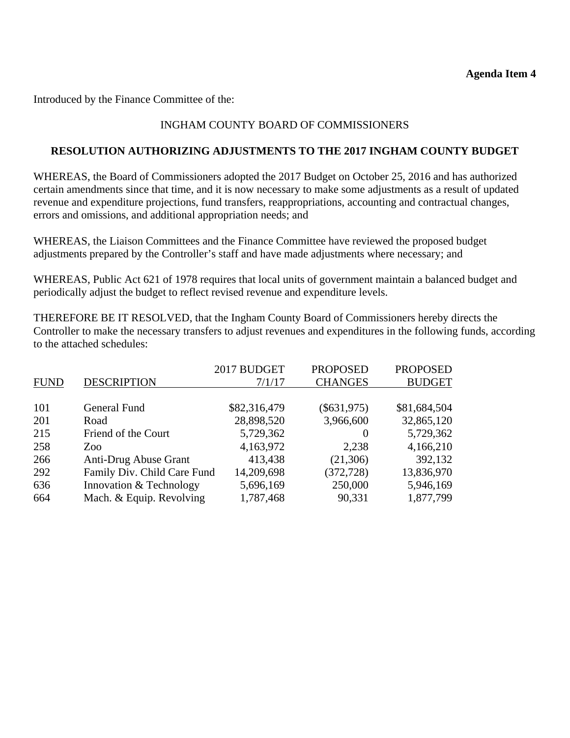**Agenda Item 4**

Introduced by the Finance Committee of the:

INGHAM COUNTY BOARD OF COMMISSIONERS

**RESOLUTION AUTHORIZING ADJUSTMENTS TO THE 2017 INGHAM COUNTY BUDGET**

WHEREAS, the Board of Commissioners adopted the 2017 Budget on October 25, 2016 and has authorized certain amendments since that time, and it is now necessary to make some adjustments as a result of updated revenue and expenditure projections, fund transfers, reappropriations, accounting and contractual changes, errors and omissions, and additional appropriation needs; and

WHEREAS, the Liaison Committees and the Finance Committee have reviewed the proposed budget adjustments prepared by the Controller's staff and have made adjustments where necessary; and

WHEREAS, Public Act 621 of 1978 requires that local units of government maintain a balanced budget and periodically adjust the budget to reflect revised revenue and expenditure levels.

THEREFORE BE IT RESOLVED, that the Ingham County Board of Commissioners hereby directs the Controller to make the necessary transfers to adjust revenues and expenditures in the following funds, according to the attached schedules:

| FUND | DESCRIPTION | 2017 BUDGET 7/1/17 | PROPOSED CHANGES | PROPOSED BUDGET |
|---|---|---|---|---|
| 101 | General Fund | $82,316,479 | ($631,975) | $81,684,504 |
| 201 | Road | 28,898,520 | 3,966,600 | 32,865,120 |
| 215 | Friend of the Court | 5,729,362 | 0 | 5,729,362 |
| 258 | Zoo | 4,163,972 | 2,238 | 4,166,210 |
| 266 | Anti-Drug Abuse Grant | 413,438 | (21,306) | 392,132 |
| 292 | Family Div. Child Care Fund | 14,209,698 | (372,728) | 13,836,970 |
| 636 | Innovation & Technology | 5,696,169 | 250,000 | 5,946,169 |
| 664 | Mach. & Equip. Revolving | 1,787,468 | 90,331 | 1,877,799 |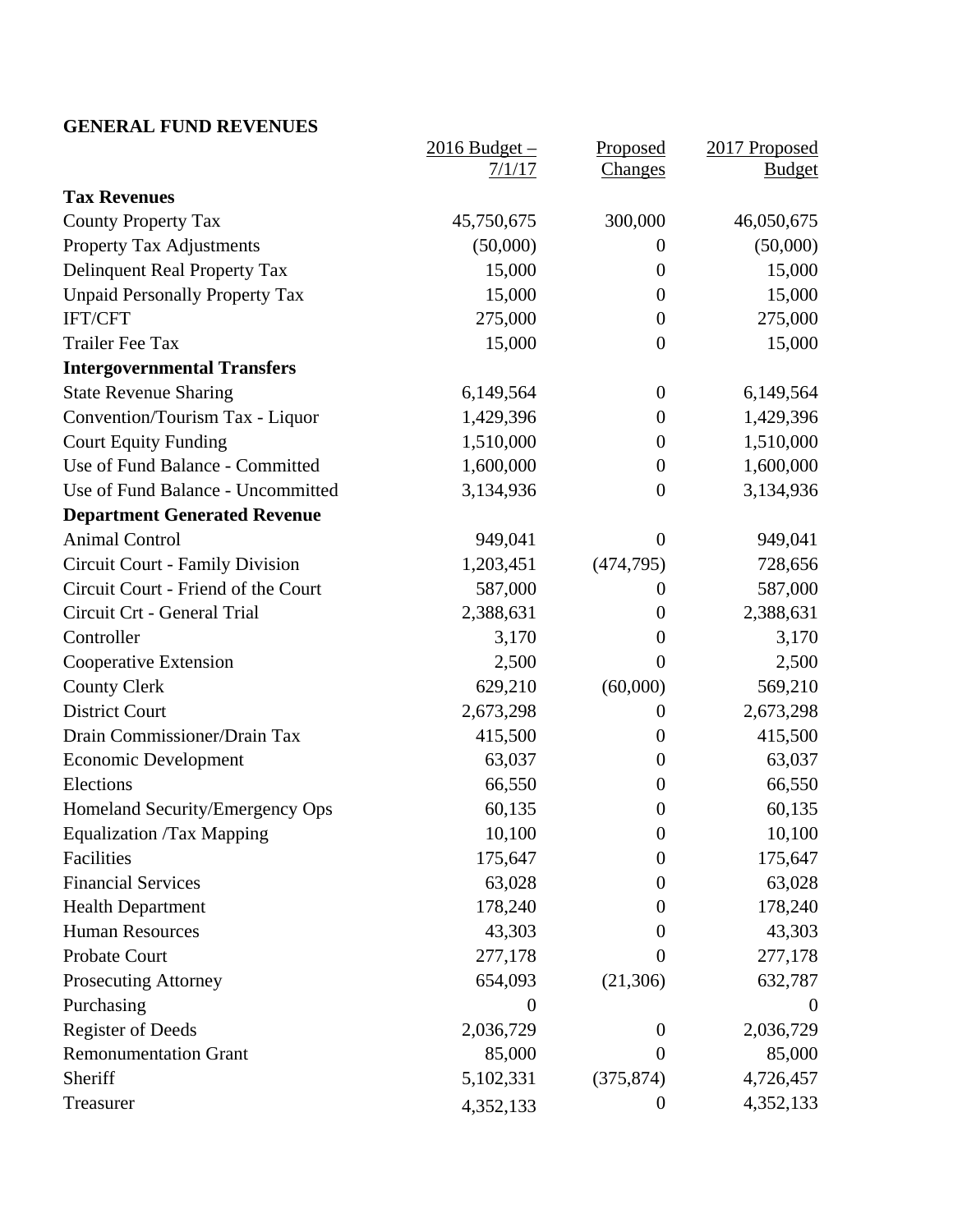## GENERAL FUND REVENUES

| | 2016 Budget – 7/1/17 | Proposed Changes | 2017 Proposed Budget |
|---|---|---|---|
| **Tax Revenues** | | | |
| County Property Tax | 45,750,675 | 300,000 | 46,050,675 |
| Property Tax Adjustments | (50,000) | 0 | (50,000) |
| Delinquent Real Property Tax | 15,000 | 0 | 15,000 |
| Unpaid Personally Property Tax | 15,000 | 0 | 15,000 |
| IFT/CFT | 275,000 | 0 | 275,000 |
| Trailer Fee Tax | 15,000 | 0 | 15,000 |
| **Intergovernmental Transfers** | | | |
| State Revenue Sharing | 6,149,564 | 0 | 6,149,564 |
| Convention/Tourism Tax - Liquor | 1,429,396 | 0 | 1,429,396 |
| Court Equity Funding | 1,510,000 | 0 | 1,510,000 |
| Use of Fund Balance - Committed | 1,600,000 | 0 | 1,600,000 |
| Use of Fund Balance - Uncommitted | 3,134,936 | 0 | 3,134,936 |
| **Department Generated Revenue** | | | |
| Animal Control | 949,041 | 0 | 949,041 |
| Circuit Court - Family Division | 1,203,451 | (474,795) | 728,656 |
| Circuit Court - Friend of the Court | 587,000 | 0 | 587,000 |
| Circuit Crt - General Trial | 2,388,631 | 0 | 2,388,631 |
| Controller | 3,170 | 0 | 3,170 |
| Cooperative Extension | 2,500 | 0 | 2,500 |
| County Clerk | 629,210 | (60,000) | 569,210 |
| District Court | 2,673,298 | 0 | 2,673,298 |
| Drain Commissioner/Drain Tax | 415,500 | 0 | 415,500 |
| Economic Development | 63,037 | 0 | 63,037 |
| Elections | 66,550 | 0 | 66,550 |
| Homeland Security/Emergency Ops | 60,135 | 0 | 60,135 |
| Equalization /Tax Mapping | 10,100 | 0 | 10,100 |
| Facilities | 175,647 | 0 | 175,647 |
| Financial Services | 63,028 | 0 | 63,028 |
| Health Department | 178,240 | 0 | 178,240 |
| Human Resources | 43,303 | 0 | 43,303 |
| Probate Court | 277,178 | 0 | 277,178 |
| Prosecuting Attorney | 654,093 | (21,306) | 632,787 |
| Purchasing | 0 | | 0 |
| Register of Deeds | 2,036,729 | 0 | 2,036,729 |
| Remonumentation Grant | 85,000 | 0 | 85,000 |
| Sheriff | 5,102,331 | (375,874) | 4,726,457 |
| Treasurer | 4,352,133 | 0 | 4,352,133 |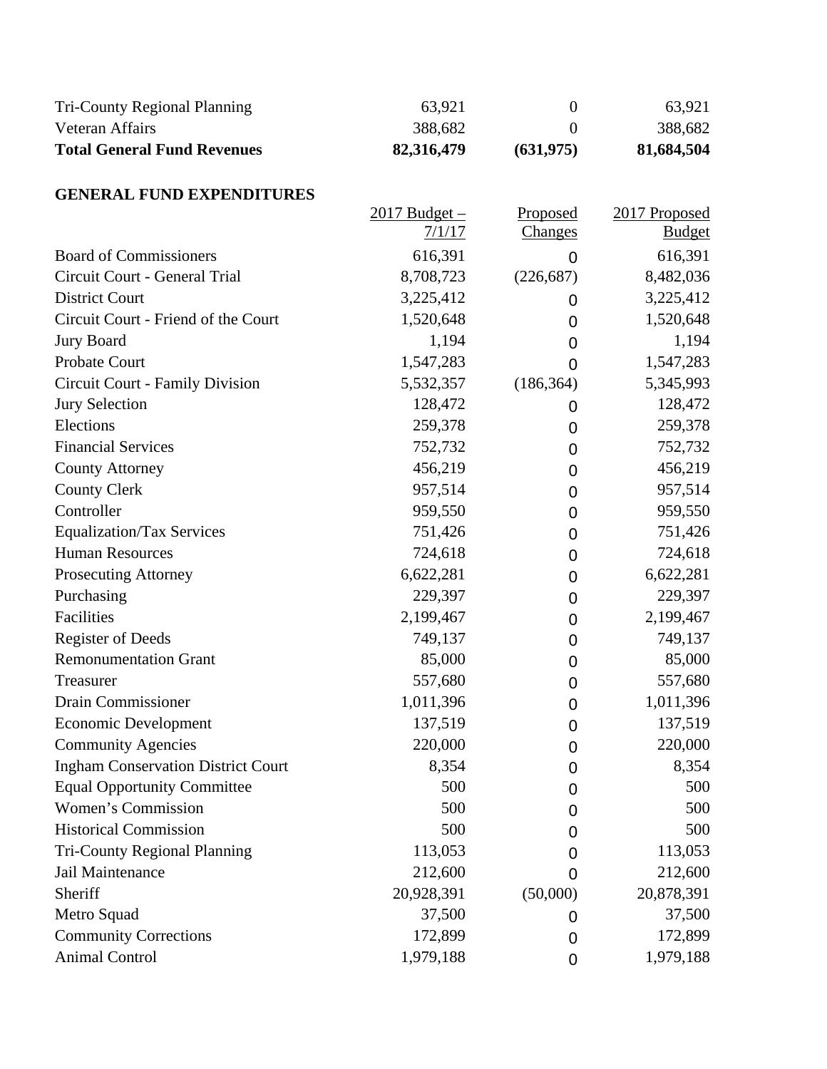| | | | |
|---|---|---|---|
| Tri-County Regional Planning | 63,921 | 0 | 63,921 |
| Veteran Affairs | 388,682 | 0 | 388,682 |
| **Total General Fund Revenues** | **82,316,479** | **(631,975)** | **81,684,504** |

**GENERAL FUND EXPENDITURES**

| | 2017 Budget – 7/1/17 | Proposed Changes | 2017 Proposed Budget |
|---|---|---|---|
| Board of Commissioners | 616,391 | 0 | 616,391 |
| Circuit Court - General Trial | 8,708,723 | (226,687) | 8,482,036 |
| District Court | 3,225,412 | 0 | 3,225,412 |
| Circuit Court - Friend of the Court | 1,520,648 | 0 | 1,520,648 |
| Jury Board | 1,194 | 0 | 1,194 |
| Probate Court | 1,547,283 | 0 | 1,547,283 |
| Circuit Court - Family Division | 5,532,357 | (186,364) | 5,345,993 |
| Jury Selection | 128,472 | 0 | 128,472 |
| Elections | 259,378 | 0 | 259,378 |
| Financial Services | 752,732 | 0 | 752,732 |
| County Attorney | 456,219 | 0 | 456,219 |
| County Clerk | 957,514 | 0 | 957,514 |
| Controller | 959,550 | 0 | 959,550 |
| Equalization/Tax Services | 751,426 | 0 | 751,426 |
| Human Resources | 724,618 | 0 | 724,618 |
| Prosecuting Attorney | 6,622,281 | 0 | 6,622,281 |
| Purchasing | 229,397 | 0 | 229,397 |
| Facilities | 2,199,467 | 0 | 2,199,467 |
| Register of Deeds | 749,137 | 0 | 749,137 |
| Remonumentation Grant | 85,000 | 0 | 85,000 |
| Treasurer | 557,680 | 0 | 557,680 |
| Drain Commissioner | 1,011,396 | 0 | 1,011,396 |
| Economic Development | 137,519 | 0 | 137,519 |
| Community Agencies | 220,000 | 0 | 220,000 |
| Ingham Conservation District Court | 8,354 | 0 | 8,354 |
| Equal Opportunity Committee | 500 | 0 | 500 |
| Women's Commission | 500 | 0 | 500 |
| Historical Commission | 500 | 0 | 500 |
| Tri-County Regional Planning | 113,053 | 0 | 113,053 |
| Jail Maintenance | 212,600 | 0 | 212,600 |
| Sheriff | 20,928,391 | (50,000) | 20,878,391 |
| Metro Squad | 37,500 | 0 | 37,500 |
| Community Corrections | 172,899 | 0 | 172,899 |
| Animal Control | 1,979,188 | 0 | 1,979,188 |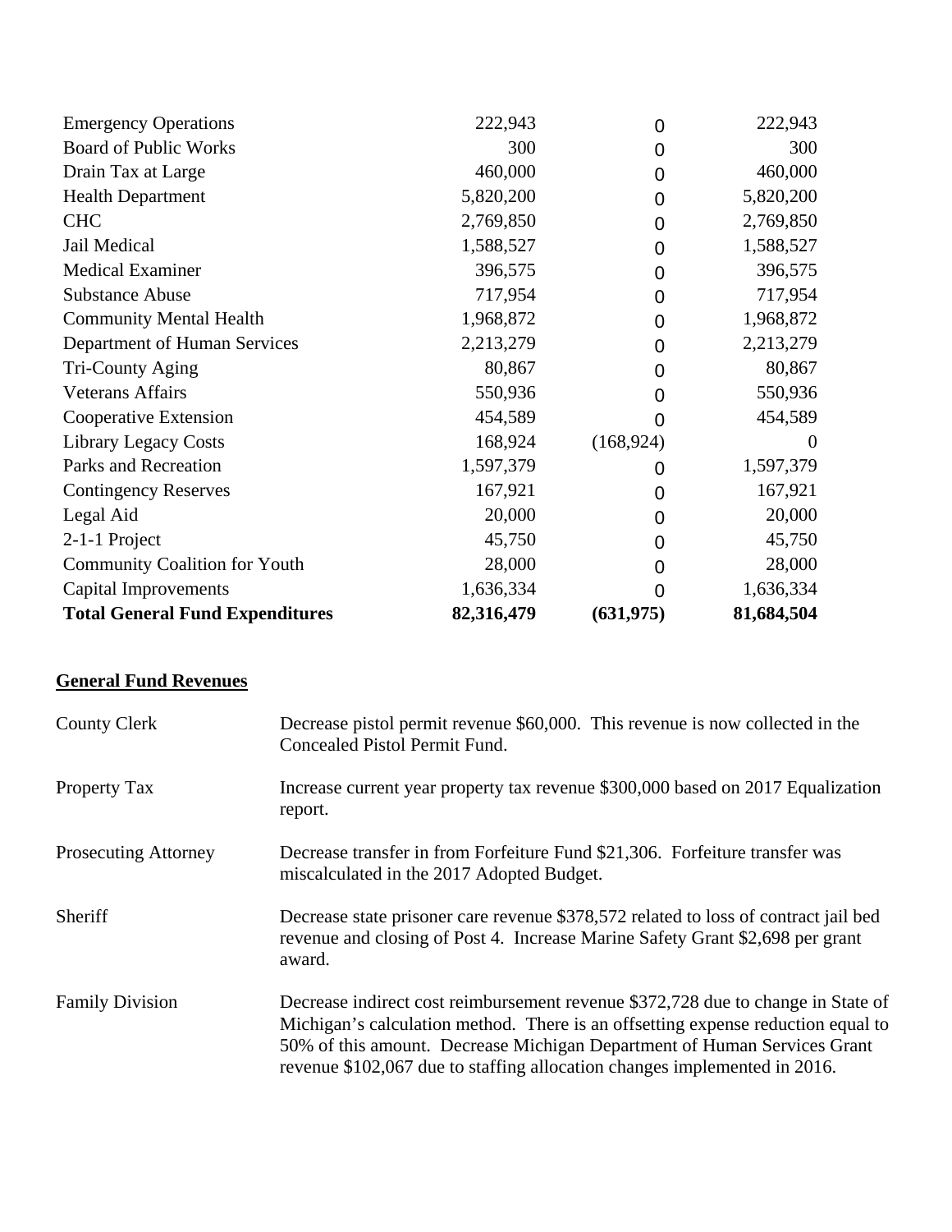| | | | |
|---|---|---|---|
| Emergency Operations | 222,943 | 0 | 222,943 |
| Board of Public Works | 300 | 0 | 300 |
| Drain Tax at Large | 460,000 | 0 | 460,000 |
| Health Department | 5,820,200 | 0 | 5,820,200 |
| CHC | 2,769,850 | 0 | 2,769,850 |
| Jail Medical | 1,588,527 | 0 | 1,588,527 |
| Medical Examiner | 396,575 | 0 | 396,575 |
| Substance Abuse | 717,954 | 0 | 717,954 |
| Community Mental Health | 1,968,872 | 0 | 1,968,872 |
| Department of Human Services | 2,213,279 | 0 | 2,213,279 |
| Tri-County Aging | 80,867 | 0 | 80,867 |
| Veterans Affairs | 550,936 | 0 | 550,936 |
| Cooperative Extension | 454,589 | 0 | 454,589 |
| Library Legacy Costs | 168,924 | (168,924) | 0 |
| Parks and Recreation | 1,597,379 | 0 | 1,597,379 |
| Contingency Reserves | 167,921 | 0 | 167,921 |
| Legal Aid | 20,000 | 0 | 20,000 |
| 2-1-1 Project | 45,750 | 0 | 45,750 |
| Community Coalition for Youth | 28,000 | 0 | 28,000 |
| Capital Improvements | 1,636,334 | 0 | 1,636,334 |
| **Total General Fund Expenditures** | **82,316,479** | **(631,975)** | **81,684,504** |

**General Fund Revenues**

| | |
|---|---|
| County Clerk | Decrease pistol permit revenue $60,000. This revenue is now collected in the Concealed Pistol Permit Fund. |
| Property Tax | Increase current year property tax revenue $300,000 based on 2017 Equalization report. |
| Prosecuting Attorney | Decrease transfer in from Forfeiture Fund $21,306. Forfeiture transfer was miscalculated in the 2017 Adopted Budget. |
| Sheriff | Decrease state prisoner care revenue $378,572 related to loss of contract jail bed revenue and closing of Post 4. Increase Marine Safety Grant $2,698 per grant award. |
| Family Division | Decrease indirect cost reimbursement revenue $372,728 due to change in State of Michigan's calculation method. There is an offsetting expense reduction equal to 50% of this amount. Decrease Michigan Department of Human Services Grant revenue $102,067 due to staffing allocation changes implemented in 2016. |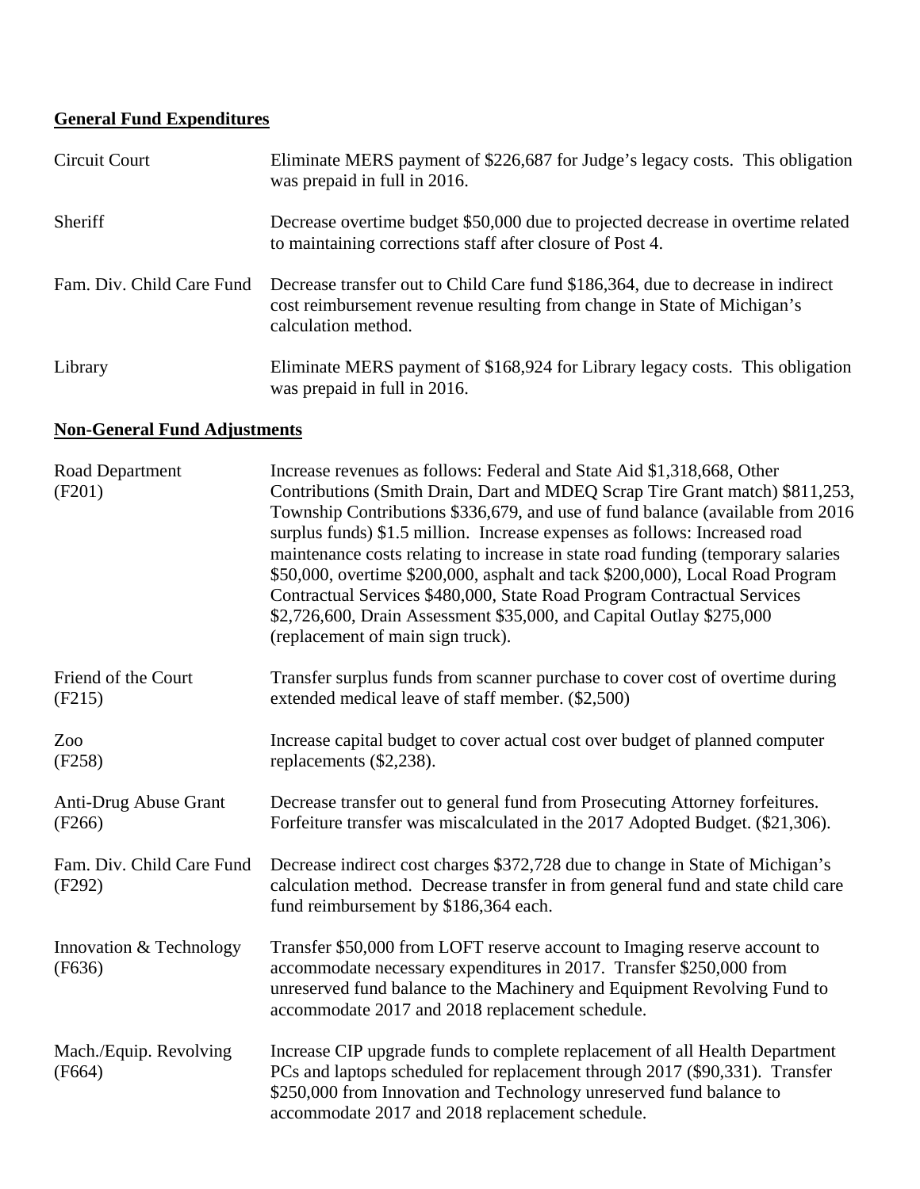**General Fund Expenditures**

| | |
|---|---|
| Circuit Court | Eliminate MERS payment of $226,687 for Judge's legacy costs. This obligation was prepaid in full in 2016. |
| Sheriff | Decrease overtime budget $50,000 due to projected decrease in overtime related to maintaining corrections staff after closure of Post 4. |
| Fam. Div. Child Care Fund | Decrease transfer out to Child Care fund $186,364, due to decrease in indirect cost reimbursement revenue resulting from change in State of Michigan's calculation method. |
| Library | Eliminate MERS payment of $168,924 for Library legacy costs. This obligation was prepaid in full in 2016. |

**Non-General Fund Adjustments**

| | |
|---|---|
| Road Department (F201) | Increase revenues as follows: Federal and State Aid $1,318,668, Other Contributions (Smith Drain, Dart and MDEQ Scrap Tire Grant match) $811,253, Township Contributions $336,679, and use of fund balance (available from 2016 surplus funds) $1.5 million. Increase expenses as follows: Increased road maintenance costs relating to increase in state road funding (temporary salaries $50,000, overtime $200,000, asphalt and tack $200,000), Local Road Program Contractual Services $480,000, State Road Program Contractual Services $2,726,600, Drain Assessment $35,000, and Capital Outlay $275,000 (replacement of main sign truck). |
| Friend of the Court (F215) | Transfer surplus funds from scanner purchase to cover cost of overtime during extended medical leave of staff member. ($2,500) |
| Zoo (F258) | Increase capital budget to cover actual cost over budget of planned computer replacements ($2,238). |
| Anti-Drug Abuse Grant (F266) | Decrease transfer out to general fund from Prosecuting Attorney forfeitures. Forfeiture transfer was miscalculated in the 2017 Adopted Budget. ($21,306). |
| Fam. Div. Child Care Fund (F292) | Decrease indirect cost charges $372,728 due to change in State of Michigan's calculation method. Decrease transfer in from general fund and state child care fund reimbursement by $186,364 each. |
| Innovation & Technology (F636) | Transfer $50,000 from LOFT reserve account to Imaging reserve account to accommodate necessary expenditures in 2017. Transfer $250,000 from unreserved fund balance to the Machinery and Equipment Revolving Fund to accommodate 2017 and 2018 replacement schedule. |
| Mach./Equip. Revolving (F664) | Increase CIP upgrade funds to complete replacement of all Health Department PCs and laptops scheduled for replacement through 2017 ($90,331). Transfer $250,000 from Innovation and Technology unreserved fund balance to accommodate 2017 and 2018 replacement schedule. |